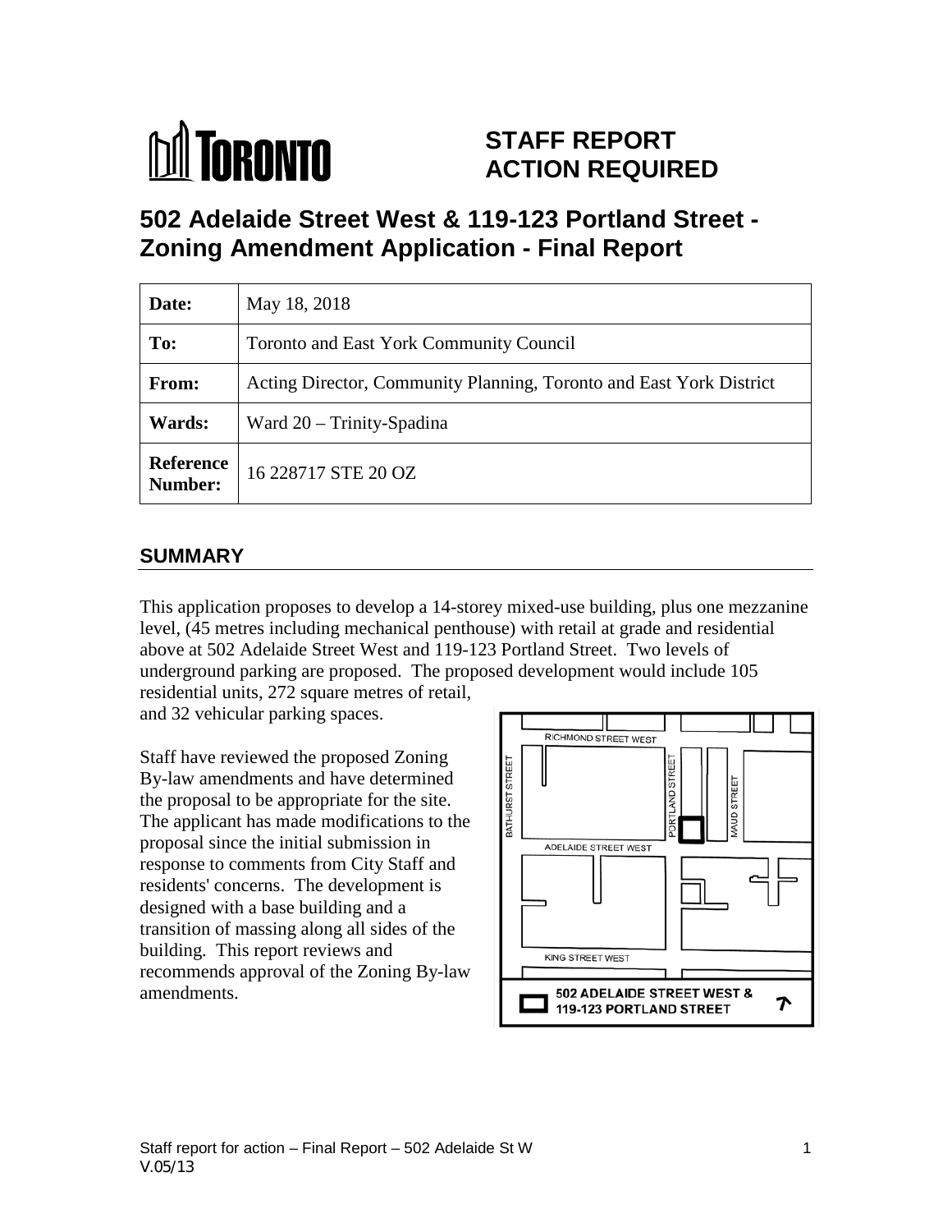# STAFF REPORT ACTION REQUIRED

# 502 Adelaide Street West & 119-123 Portland Street - Zoning Amendment Application - Final Report

| **Date:** | May 18, 2018 |
|---|---|
| **To:** | Toronto and East York Community Council |
| **From:** | Acting Director, Community Planning, Toronto and East York District |
| **Wards:** | Ward 20 – Trinity-Spadina |
| **Reference Number:** | 16 228717 STE 20 OZ |

## SUMMARY

This application proposes to develop a 14-storey mixed-use building, plus one mezzanine level, (45 metres including mechanical penthouse) with retail at grade and residential above at 502 Adelaide Street West and 119-123 Portland Street. Two levels of underground parking are proposed. The proposed development would include 105 residential units, 272 square metres of retail, and 32 vehicular parking spaces.

Staff have reviewed the proposed Zoning By-law amendments and have determined the proposal to be appropriate for the site. The applicant has made modifications to the proposal since the initial submission in response to comments from City Staff and residents' concerns. The development is designed with a base building and a transition of massing along all sides of the building. This report reviews and recommends approval of the Zoning By-law amendments.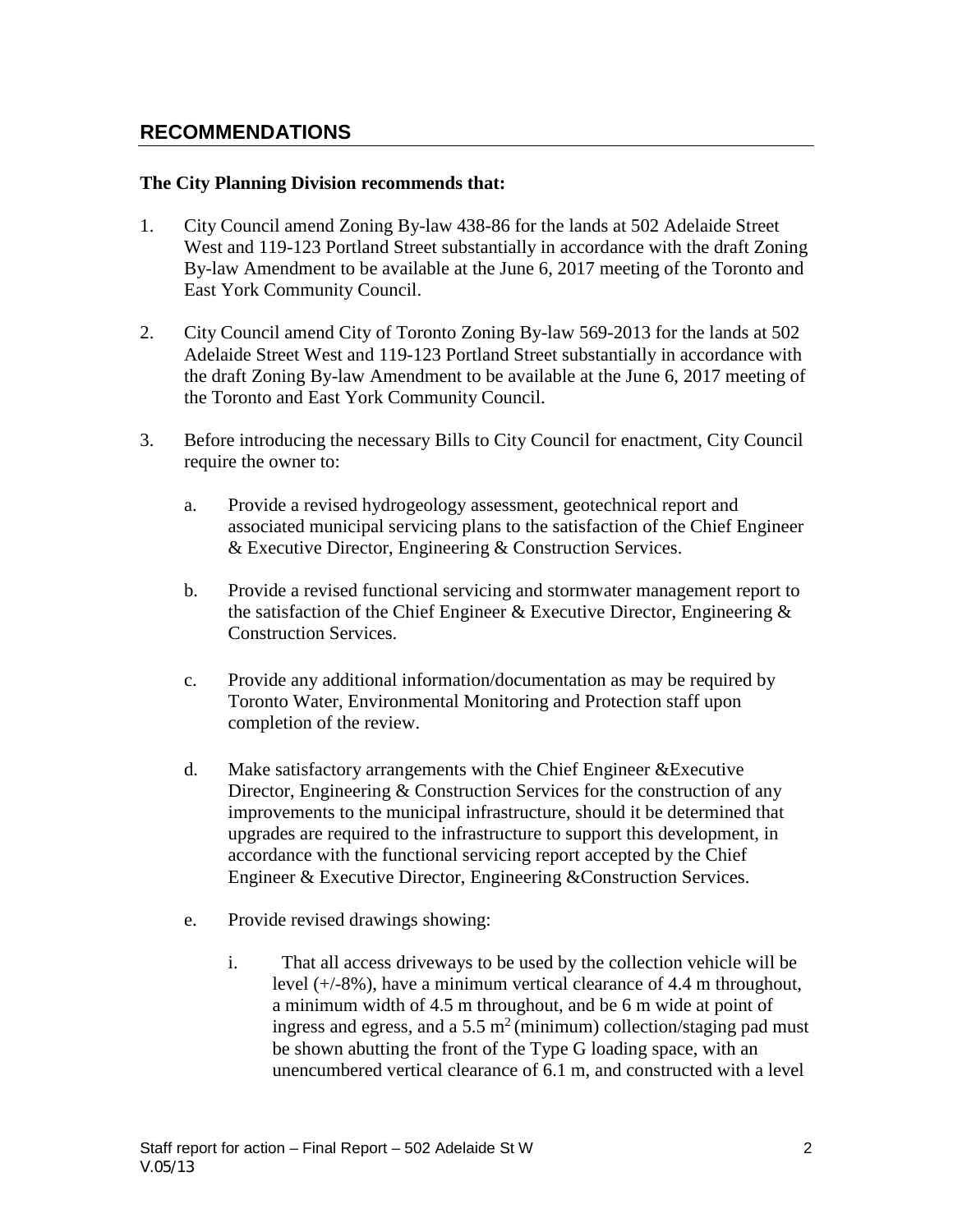## RECOMMENDATIONS

**The City Planning Division recommends that:**

1. City Council amend Zoning By-law 438-86 for the lands at 502 Adelaide Street West and 119-123 Portland Street substantially in accordance with the draft Zoning By-law Amendment to be available at the June 6, 2017 meeting of the Toronto and East York Community Council.

2. City Council amend City of Toronto Zoning By-law 569-2013 for the lands at 502 Adelaide Street West and 119-123 Portland Street substantially in accordance with the draft Zoning By-law Amendment to be available at the June 6, 2017 meeting of the Toronto and East York Community Council.

3. Before introducing the necessary Bills to City Council for enactment, City Council require the owner to:

   a. Provide a revised hydrogeology assessment, geotechnical report and associated municipal servicing plans to the satisfaction of the Chief Engineer & Executive Director, Engineering & Construction Services.

   b. Provide a revised functional servicing and stormwater management report to the satisfaction of the Chief Engineer & Executive Director, Engineering & Construction Services.

   c. Provide any additional information/documentation as may be required by Toronto Water, Environmental Monitoring and Protection staff upon completion of the review.

   d. Make satisfactory arrangements with the Chief Engineer &Executive Director, Engineering & Construction Services for the construction of any improvements to the municipal infrastructure, should it be determined that upgrades are required to the infrastructure to support this development, in accordance with the functional servicing report accepted by the Chief Engineer & Executive Director, Engineering &Construction Services.

   e. Provide revised drawings showing:

      i. That all access driveways to be used by the collection vehicle will be level (+/-8%), have a minimum vertical clearance of 4.4 m throughout, a minimum width of 4.5 m throughout, and be 6 m wide at point of ingress and egress, and a 5.5 $m^2$ (minimum) collection/staging pad must be shown abutting the front of the Type G loading space, with an unencumbered vertical clearance of 6.1 m, and constructed with a level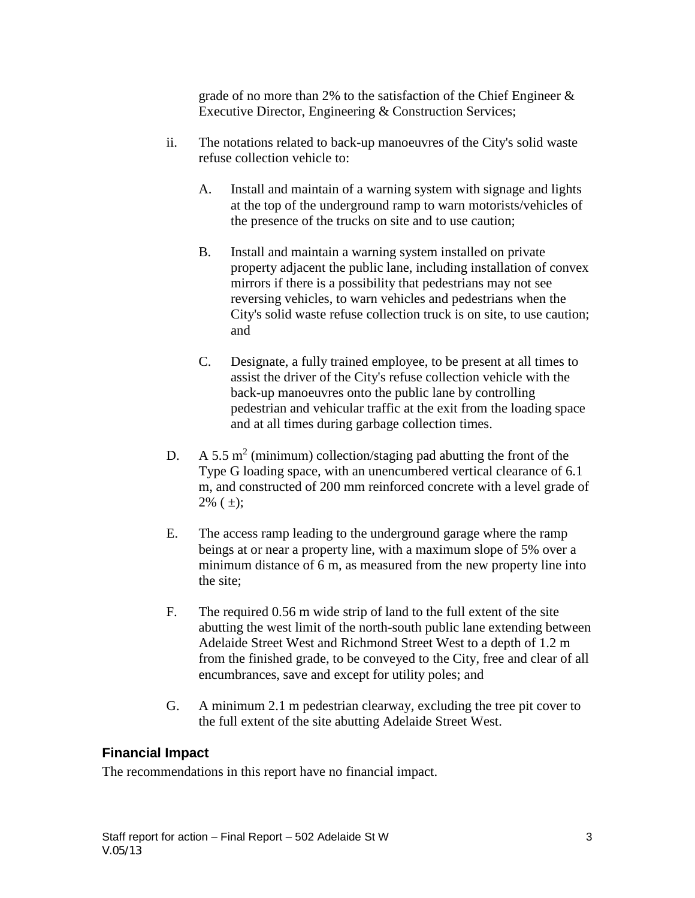grade of no more than 2% to the satisfaction of the Chief Engineer & Executive Director, Engineering & Construction Services;

ii. The notations related to back-up manoeuvres of the City's solid waste refuse collection vehicle to:

   A. Install and maintain of a warning system with signage and lights at the top of the underground ramp to warn motorists/vehicles of the presence of the trucks on site and to use caution;

   B. Install and maintain a warning system installed on private property adjacent the public lane, including installation of convex mirrors if there is a possibility that pedestrians may not see reversing vehicles, to warn vehicles and pedestrians when the City's solid waste refuse collection truck is on site, to use caution; and

   C. Designate, a fully trained employee, to be present at all times to assist the driver of the City's refuse collection vehicle with the back-up manoeuvres onto the public lane by controlling pedestrian and vehicular traffic at the exit from the loading space and at all times during garbage collection times.

D. A 5.5 $m^2$ (minimum) collection/staging pad abutting the front of the Type G loading space, with an unencumbered vertical clearance of 6.1 m, and constructed of 200 mm reinforced concrete with a level grade of 2% ( ±);

E. The access ramp leading to the underground garage where the ramp beings at or near a property line, with a maximum slope of 5% over a minimum distance of 6 m, as measured from the new property line into the site;

F. The required 0.56 m wide strip of land to the full extent of the site abutting the west limit of the north-south public lane extending between Adelaide Street West and Richmond Street West to a depth of 1.2 m from the finished grade, to be conveyed to the City, free and clear of all encumbrances, save and except for utility poles; and

G. A minimum 2.1 m pedestrian clearway, excluding the tree pit cover to the full extent of the site abutting Adelaide Street West.

## Financial Impact

The recommendations in this report have no financial impact.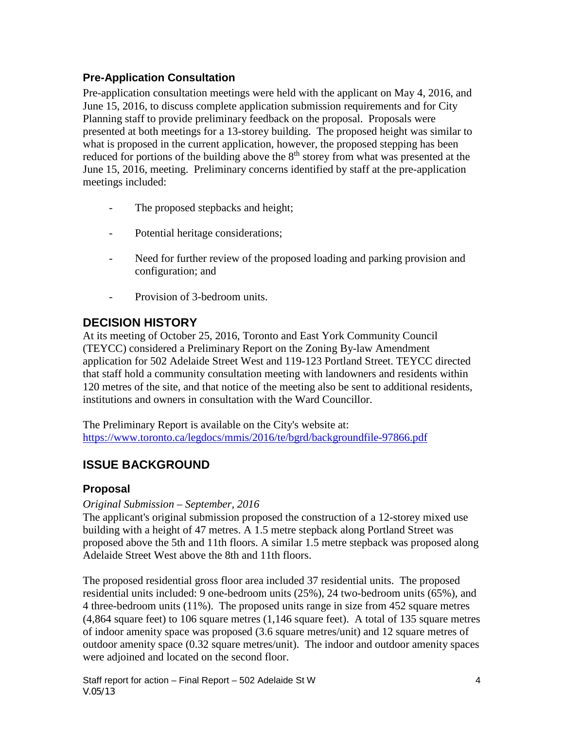### Pre-Application Consultation

Pre-application consultation meetings were held with the applicant on May 4, 2016, and June 15, 2016, to discuss complete application submission requirements and for City Planning staff to provide preliminary feedback on the proposal. Proposals were presented at both meetings for a 13-storey building. The proposed height was similar to what is proposed in the current application, however, the proposed stepping has been reduced for portions of the building above the 8th storey from what was presented at the June 15, 2016, meeting. Preliminary concerns identified by staff at the pre-application meetings included:

- The proposed stepbacks and height;
- Potential heritage considerations;
- Need for further review of the proposed loading and parking provision and configuration; and
- Provision of 3-bedroom units.

## DECISION HISTORY

At its meeting of October 25, 2016, Toronto and East York Community Council (TEYCC) considered a Preliminary Report on the Zoning By-law Amendment application for 502 Adelaide Street West and 119-123 Portland Street. TEYCC directed that staff hold a community consultation meeting with landowners and residents within 120 metres of the site, and that notice of the meeting also be sent to additional residents, institutions and owners in consultation with the Ward Councillor.

The Preliminary Report is available on the City's website at:
https://www.toronto.ca/legdocs/mmis/2016/te/bgrd/backgroundfile-97866.pdf

## ISSUE BACKGROUND

### Proposal

*Original Submission – September, 2016*

The applicant's original submission proposed the construction of a 12-storey mixed use building with a height of 47 metres. A 1.5 metre stepback along Portland Street was proposed above the 5th and 11th floors. A similar 1.5 metre stepback was proposed along Adelaide Street West above the 8th and 11th floors.

The proposed residential gross floor area included 37 residential units. The proposed residential units included: 9 one-bedroom units (25%), 24 two-bedroom units (65%), and 4 three-bedroom units (11%). The proposed units range in size from 452 square metres (4,864 square feet) to 106 square metres (1,146 square feet). A total of 135 square metres of indoor amenity space was proposed (3.6 square metres/unit) and 12 square metres of outdoor amenity space (0.32 square metres/unit). The indoor and outdoor amenity spaces were adjoined and located on the second floor.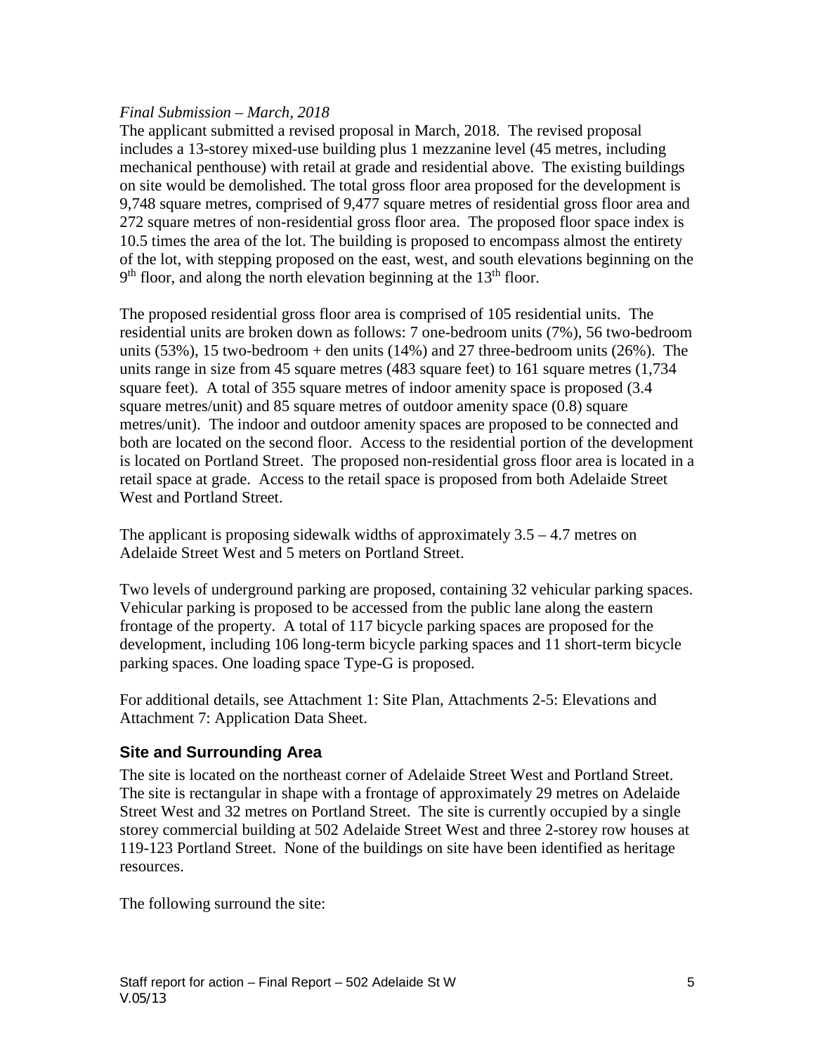*Final Submission – March, 2018*

The applicant submitted a revised proposal in March, 2018. The revised proposal includes a 13-storey mixed-use building plus 1 mezzanine level (45 metres, including mechanical penthouse) with retail at grade and residential above. The existing buildings on site would be demolished. The total gross floor area proposed for the development is 9,748 square metres, comprised of 9,477 square metres of residential gross floor area and 272 square metres of non-residential gross floor area. The proposed floor space index is 10.5 times the area of the lot. The building is proposed to encompass almost the entirety of the lot, with stepping proposed on the east, west, and south elevations beginning on the 9th floor, and along the north elevation beginning at the 13th floor.

The proposed residential gross floor area is comprised of 105 residential units. The residential units are broken down as follows: 7 one-bedroom units (7%), 56 two-bedroom units (53%), 15 two-bedroom + den units (14%) and 27 three-bedroom units (26%). The units range in size from 45 square metres (483 square feet) to 161 square metres (1,734 square feet). A total of 355 square metres of indoor amenity space is proposed (3.4 square metres/unit) and 85 square metres of outdoor amenity space (0.8) square metres/unit). The indoor and outdoor amenity spaces are proposed to be connected and both are located on the second floor. Access to the residential portion of the development is located on Portland Street. The proposed non-residential gross floor area is located in a retail space at grade. Access to the retail space is proposed from both Adelaide Street West and Portland Street.

The applicant is proposing sidewalk widths of approximately 3.5 – 4.7 metres on Adelaide Street West and 5 meters on Portland Street.

Two levels of underground parking are proposed, containing 32 vehicular parking spaces. Vehicular parking is proposed to be accessed from the public lane along the eastern frontage of the property. A total of 117 bicycle parking spaces are proposed for the development, including 106 long-term bicycle parking spaces and 11 short-term bicycle parking spaces. One loading space Type-G is proposed.

For additional details, see Attachment 1: Site Plan, Attachments 2-5: Elevations and Attachment 7: Application Data Sheet.

## Site and Surrounding Area

The site is located on the northeast corner of Adelaide Street West and Portland Street. The site is rectangular in shape with a frontage of approximately 29 metres on Adelaide Street West and 32 metres on Portland Street. The site is currently occupied by a single storey commercial building at 502 Adelaide Street West and three 2-storey row houses at 119-123 Portland Street. None of the buildings on site have been identified as heritage resources.

The following surround the site: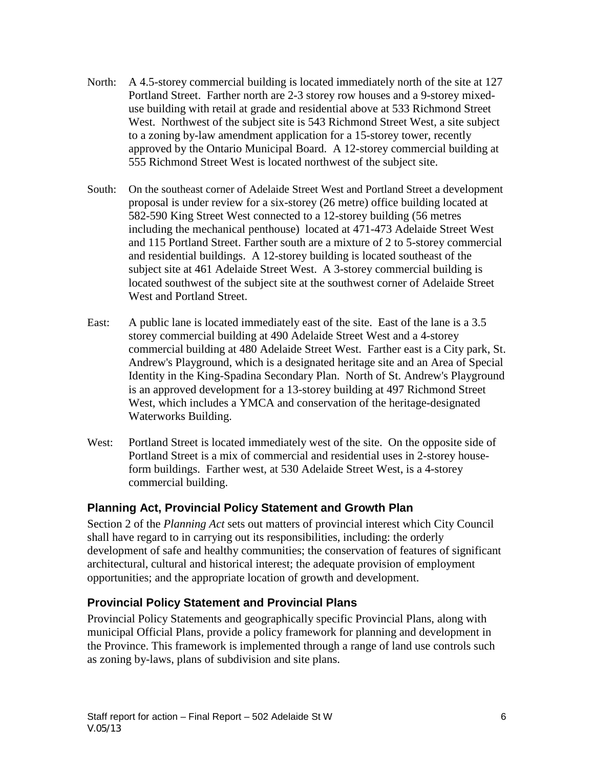North: A 4.5-storey commercial building is located immediately north of the site at 127 Portland Street. Farther north are 2-3 storey row houses and a 9-storey mixed-use building with retail at grade and residential above at 533 Richmond Street West. Northwest of the subject site is 543 Richmond Street West, a site subject to a zoning by-law amendment application for a 15-storey tower, recently approved by the Ontario Municipal Board. A 12-storey commercial building at 555 Richmond Street West is located northwest of the subject site.

South: On the southeast corner of Adelaide Street West and Portland Street a development proposal is under review for a six-storey (26 metre) office building located at 582-590 King Street West connected to a 12-storey building (56 metres including the mechanical penthouse) located at 471-473 Adelaide Street West and 115 Portland Street. Farther south are a mixture of 2 to 5-storey commercial and residential buildings. A 12-storey building is located southeast of the subject site at 461 Adelaide Street West. A 3-storey commercial building is located southwest of the subject site at the southwest corner of Adelaide Street West and Portland Street.

East: A public lane is located immediately east of the site. East of the lane is a 3.5 storey commercial building at 490 Adelaide Street West and a 4-storey commercial building at 480 Adelaide Street West. Farther east is a City park, St. Andrew's Playground, which is a designated heritage site and an Area of Special Identity in the King-Spadina Secondary Plan. North of St. Andrew's Playground is an approved development for a 13-storey building at 497 Richmond Street West, which includes a YMCA and conservation of the heritage-designated Waterworks Building.

West: Portland Street is located immediately west of the site. On the opposite side of Portland Street is a mix of commercial and residential uses in 2-storey house-form buildings. Farther west, at 530 Adelaide Street West, is a 4-storey commercial building.

### Planning Act, Provincial Policy Statement and Growth Plan

Section 2 of the *Planning Act* sets out matters of provincial interest which City Council shall have regard to in carrying out its responsibilities, including: the orderly development of safe and healthy communities; the conservation of features of significant architectural, cultural and historical interest; the adequate provision of employment opportunities; and the appropriate location of growth and development.

### Provincial Policy Statement and Provincial Plans

Provincial Policy Statements and geographically specific Provincial Plans, along with municipal Official Plans, provide a policy framework for planning and development in the Province. This framework is implemented through a range of land use controls such as zoning by-laws, plans of subdivision and site plans.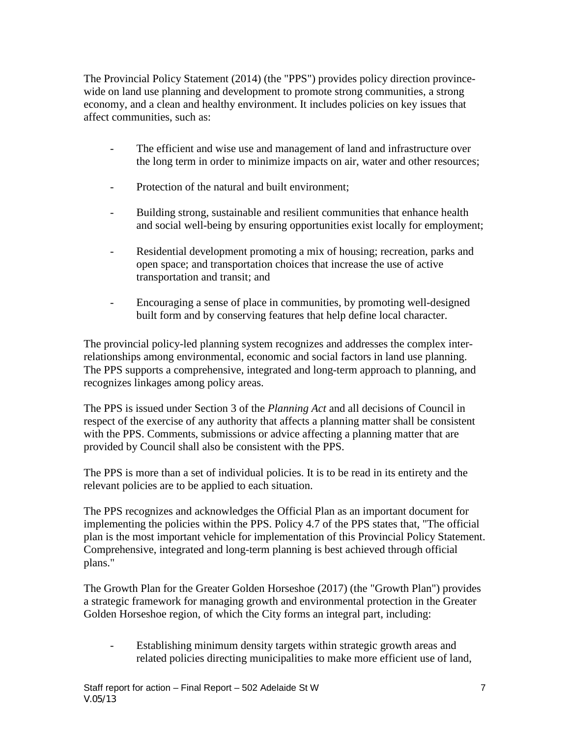The Provincial Policy Statement (2014) (the "PPS") provides policy direction province-wide on land use planning and development to promote strong communities, a strong economy, and a clean and healthy environment. It includes policies on key issues that affect communities, such as:

- The efficient and wise use and management of land and infrastructure over the long term in order to minimize impacts on air, water and other resources;
- Protection of the natural and built environment;
- Building strong, sustainable and resilient communities that enhance health and social well-being by ensuring opportunities exist locally for employment;
- Residential development promoting a mix of housing; recreation, parks and open space; and transportation choices that increase the use of active transportation and transit; and
- Encouraging a sense of place in communities, by promoting well-designed built form and by conserving features that help define local character.

The provincial policy-led planning system recognizes and addresses the complex inter-relationships among environmental, economic and social factors in land use planning. The PPS supports a comprehensive, integrated and long-term approach to planning, and recognizes linkages among policy areas.

The PPS is issued under Section 3 of the *Planning Act* and all decisions of Council in respect of the exercise of any authority that affects a planning matter shall be consistent with the PPS. Comments, submissions or advice affecting a planning matter that are provided by Council shall also be consistent with the PPS.

The PPS is more than a set of individual policies. It is to be read in its entirety and the relevant policies are to be applied to each situation.

The PPS recognizes and acknowledges the Official Plan as an important document for implementing the policies within the PPS. Policy 4.7 of the PPS states that, "The official plan is the most important vehicle for implementation of this Provincial Policy Statement. Comprehensive, integrated and long-term planning is best achieved through official plans."

The Growth Plan for the Greater Golden Horseshoe (2017) (the "Growth Plan") provides a strategic framework for managing growth and environmental protection in the Greater Golden Horseshoe region, of which the City forms an integral part, including:

- Establishing minimum density targets within strategic growth areas and related policies directing municipalities to make more efficient use of land,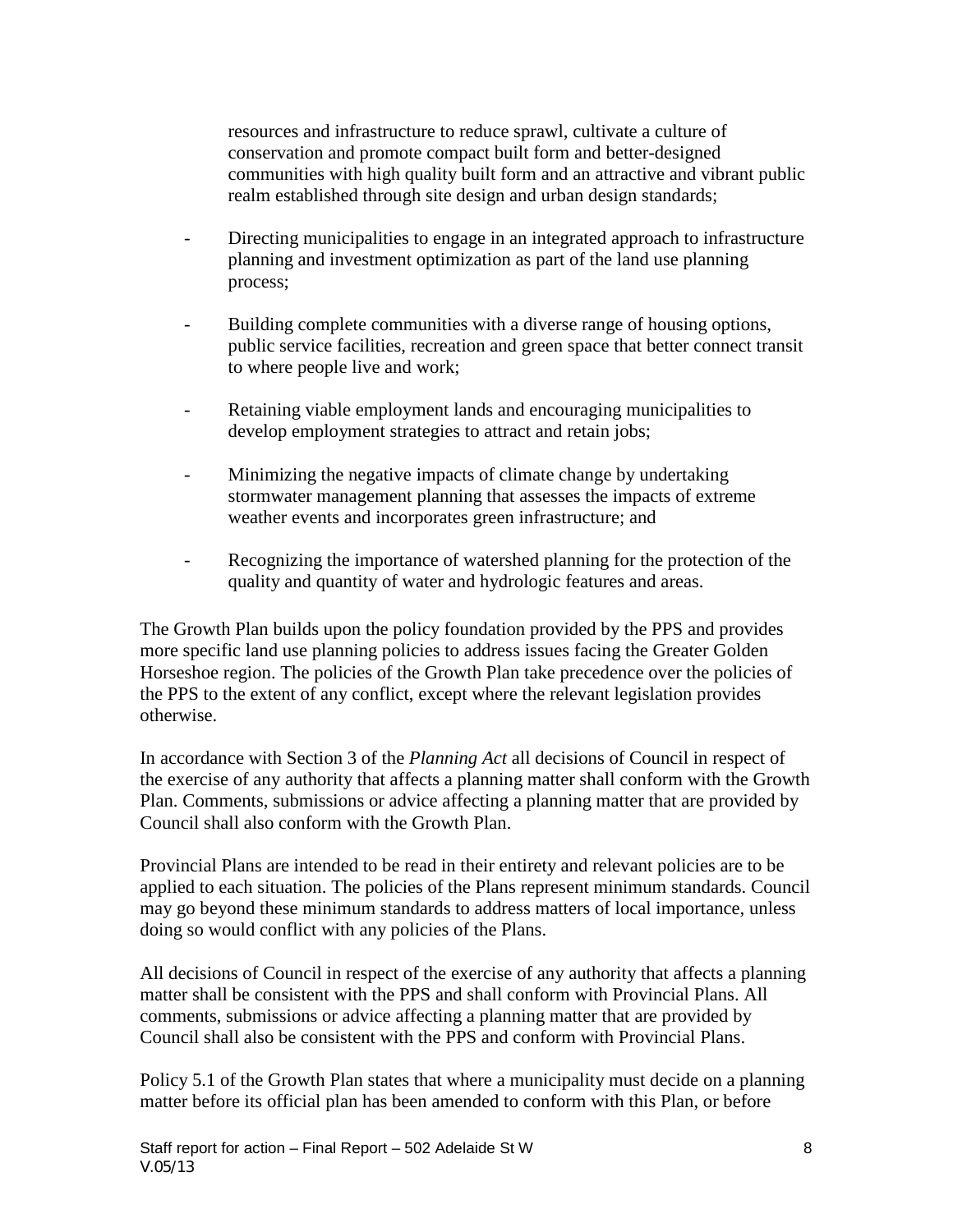resources and infrastructure to reduce sprawl, cultivate a culture of conservation and promote compact built form and better-designed communities with high quality built form and an attractive and vibrant public realm established through site design and urban design standards;

- Directing municipalities to engage in an integrated approach to infrastructure planning and investment optimization as part of the land use planning process;

- Building complete communities with a diverse range of housing options, public service facilities, recreation and green space that better connect transit to where people live and work;

- Retaining viable employment lands and encouraging municipalities to develop employment strategies to attract and retain jobs;

- Minimizing the negative impacts of climate change by undertaking stormwater management planning that assesses the impacts of extreme weather events and incorporates green infrastructure; and

- Recognizing the importance of watershed planning for the protection of the quality and quantity of water and hydrologic features and areas.

The Growth Plan builds upon the policy foundation provided by the PPS and provides more specific land use planning policies to address issues facing the Greater Golden Horseshoe region. The policies of the Growth Plan take precedence over the policies of the PPS to the extent of any conflict, except where the relevant legislation provides otherwise.

In accordance with Section 3 of the *Planning Act* all decisions of Council in respect of the exercise of any authority that affects a planning matter shall conform with the Growth Plan. Comments, submissions or advice affecting a planning matter that are provided by Council shall also conform with the Growth Plan.

Provincial Plans are intended to be read in their entirety and relevant policies are to be applied to each situation. The policies of the Plans represent minimum standards. Council may go beyond these minimum standards to address matters of local importance, unless doing so would conflict with any policies of the Plans.

All decisions of Council in respect of the exercise of any authority that affects a planning matter shall be consistent with the PPS and shall conform with Provincial Plans. All comments, submissions or advice affecting a planning matter that are provided by Council shall also be consistent with the PPS and conform with Provincial Plans.

Policy 5.1 of the Growth Plan states that where a municipality must decide on a planning matter before its official plan has been amended to conform with this Plan, or before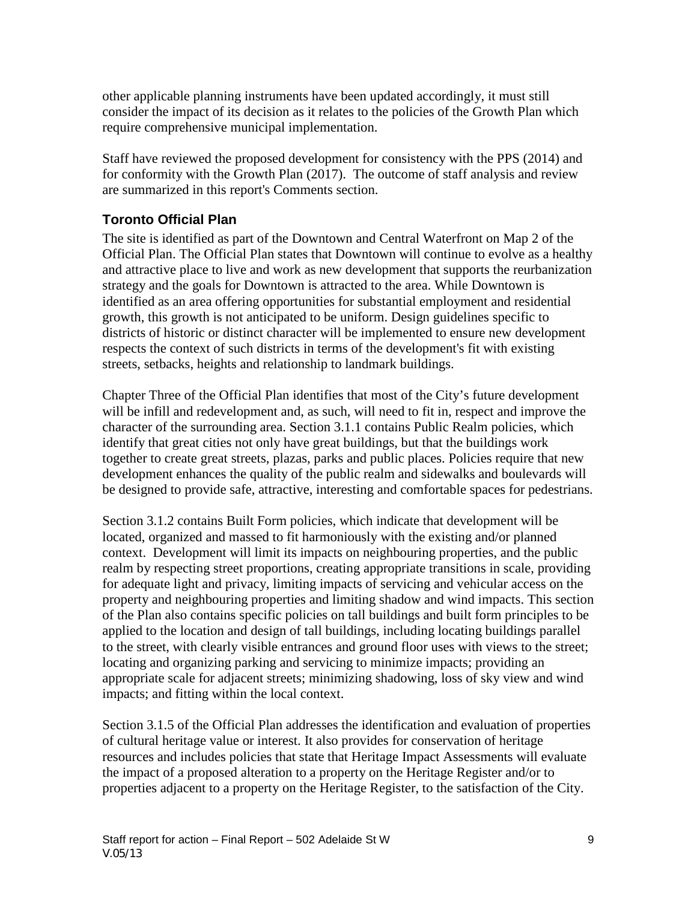other applicable planning instruments have been updated accordingly, it must still consider the impact of its decision as it relates to the policies of the Growth Plan which require comprehensive municipal implementation.

Staff have reviewed the proposed development for consistency with the PPS (2014) and for conformity with the Growth Plan (2017). The outcome of staff analysis and review are summarized in this report's Comments section.

### Toronto Official Plan

The site is identified as part of the Downtown and Central Waterfront on Map 2 of the Official Plan. The Official Plan states that Downtown will continue to evolve as a healthy and attractive place to live and work as new development that supports the reurbanization strategy and the goals for Downtown is attracted to the area. While Downtown is identified as an area offering opportunities for substantial employment and residential growth, this growth is not anticipated to be uniform. Design guidelines specific to districts of historic or distinct character will be implemented to ensure new development respects the context of such districts in terms of the development's fit with existing streets, setbacks, heights and relationship to landmark buildings.

Chapter Three of the Official Plan identifies that most of the City's future development will be infill and redevelopment and, as such, will need to fit in, respect and improve the character of the surrounding area. Section 3.1.1 contains Public Realm policies, which identify that great cities not only have great buildings, but that the buildings work together to create great streets, plazas, parks and public places. Policies require that new development enhances the quality of the public realm and sidewalks and boulevards will be designed to provide safe, attractive, interesting and comfortable spaces for pedestrians.

Section 3.1.2 contains Built Form policies, which indicate that development will be located, organized and massed to fit harmoniously with the existing and/or planned context. Development will limit its impacts on neighbouring properties, and the public realm by respecting street proportions, creating appropriate transitions in scale, providing for adequate light and privacy, limiting impacts of servicing and vehicular access on the property and neighbouring properties and limiting shadow and wind impacts. This section of the Plan also contains specific policies on tall buildings and built form principles to be applied to the location and design of tall buildings, including locating buildings parallel to the street, with clearly visible entrances and ground floor uses with views to the street; locating and organizing parking and servicing to minimize impacts; providing an appropriate scale for adjacent streets; minimizing shadowing, loss of sky view and wind impacts; and fitting within the local context.

Section 3.1.5 of the Official Plan addresses the identification and evaluation of properties of cultural heritage value or interest. It also provides for conservation of heritage resources and includes policies that state that Heritage Impact Assessments will evaluate the impact of a proposed alteration to a property on the Heritage Register and/or to properties adjacent to a property on the Heritage Register, to the satisfaction of the City.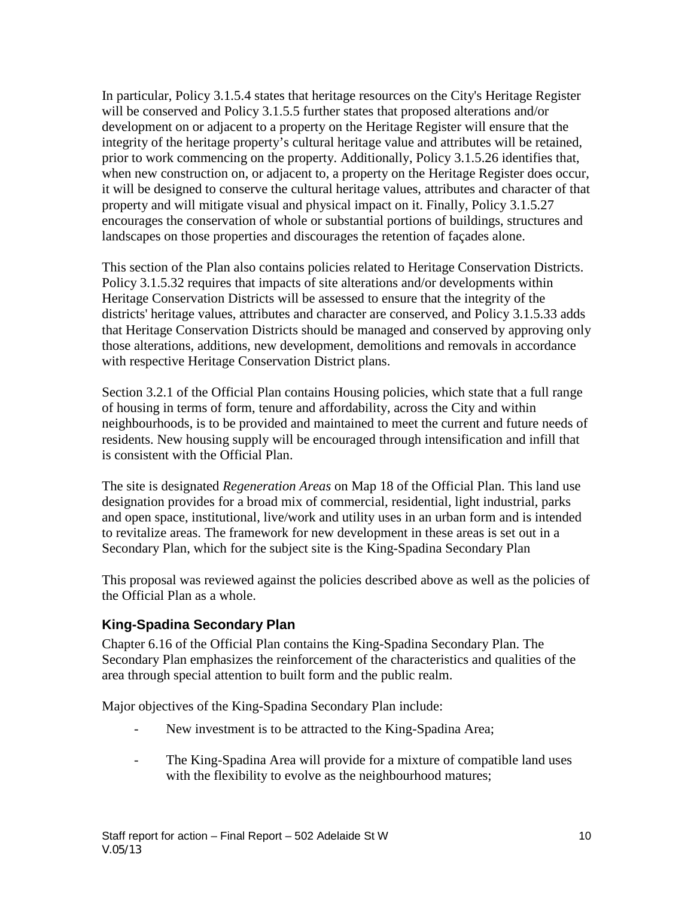In particular, Policy 3.1.5.4 states that heritage resources on the City's Heritage Register will be conserved and Policy 3.1.5.5 further states that proposed alterations and/or development on or adjacent to a property on the Heritage Register will ensure that the integrity of the heritage property's cultural heritage value and attributes will be retained, prior to work commencing on the property. Additionally, Policy 3.1.5.26 identifies that, when new construction on, or adjacent to, a property on the Heritage Register does occur, it will be designed to conserve the cultural heritage values, attributes and character of that property and will mitigate visual and physical impact on it. Finally, Policy 3.1.5.27 encourages the conservation of whole or substantial portions of buildings, structures and landscapes on those properties and discourages the retention of façades alone.

This section of the Plan also contains policies related to Heritage Conservation Districts. Policy 3.1.5.32 requires that impacts of site alterations and/or developments within Heritage Conservation Districts will be assessed to ensure that the integrity of the districts' heritage values, attributes and character are conserved, and Policy 3.1.5.33 adds that Heritage Conservation Districts should be managed and conserved by approving only those alterations, additions, new development, demolitions and removals in accordance with respective Heritage Conservation District plans.

Section 3.2.1 of the Official Plan contains Housing policies, which state that a full range of housing in terms of form, tenure and affordability, across the City and within neighbourhoods, is to be provided and maintained to meet the current and future needs of residents. New housing supply will be encouraged through intensification and infill that is consistent with the Official Plan.

The site is designated *Regeneration Areas* on Map 18 of the Official Plan. This land use designation provides for a broad mix of commercial, residential, light industrial, parks and open space, institutional, live/work and utility uses in an urban form and is intended to revitalize areas. The framework for new development in these areas is set out in a Secondary Plan, which for the subject site is the King-Spadina Secondary Plan

This proposal was reviewed against the policies described above as well as the policies of the Official Plan as a whole.

### King-Spadina Secondary Plan

Chapter 6.16 of the Official Plan contains the King-Spadina Secondary Plan. The Secondary Plan emphasizes the reinforcement of the characteristics and qualities of the area through special attention to built form and the public realm.

Major objectives of the King-Spadina Secondary Plan include:

- New investment is to be attracted to the King-Spadina Area;

- The King-Spadina Area will provide for a mixture of compatible land uses with the flexibility to evolve as the neighbourhood matures;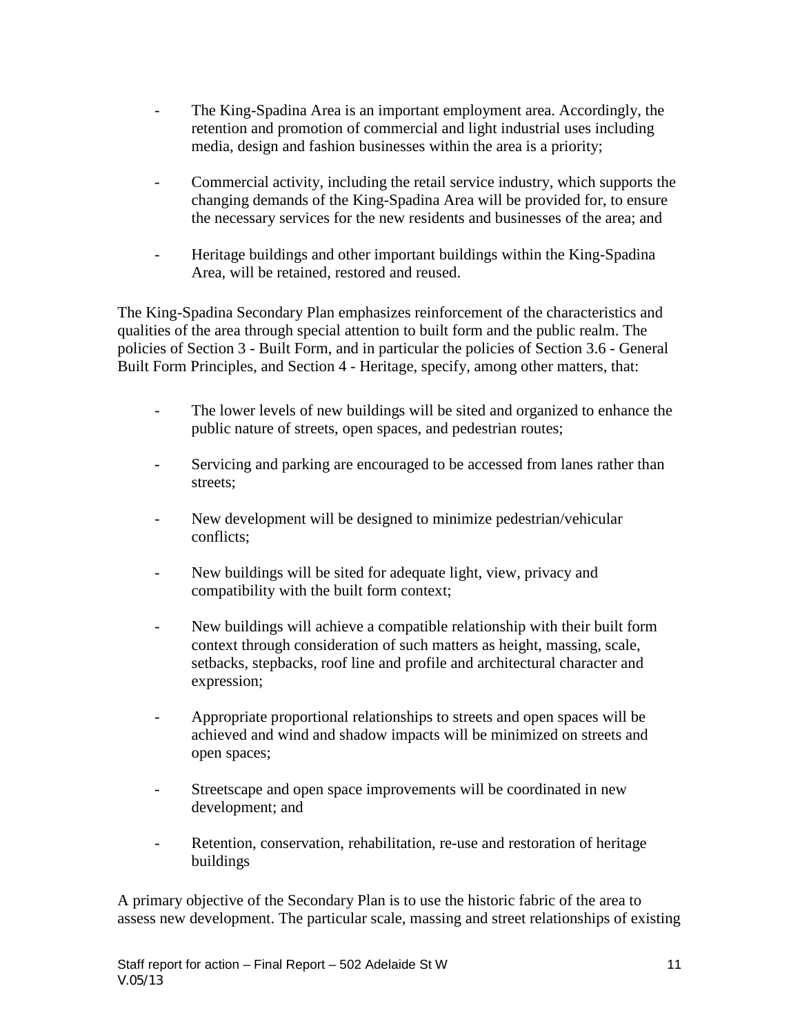- The King-Spadina Area is an important employment area. Accordingly, the retention and promotion of commercial and light industrial uses including media, design and fashion businesses within the area is a priority;

- Commercial activity, including the retail service industry, which supports the changing demands of the King-Spadina Area will be provided for, to ensure the necessary services for the new residents and businesses of the area; and

- Heritage buildings and other important buildings within the King-Spadina Area, will be retained, restored and reused.

The King-Spadina Secondary Plan emphasizes reinforcement of the characteristics and qualities of the area through special attention to built form and the public realm. The policies of Section 3 - Built Form, and in particular the policies of Section 3.6 - General Built Form Principles, and Section 4 - Heritage, specify, among other matters, that:

- The lower levels of new buildings will be sited and organized to enhance the public nature of streets, open spaces, and pedestrian routes;

- Servicing and parking are encouraged to be accessed from lanes rather than streets;

- New development will be designed to minimize pedestrian/vehicular conflicts;

- New buildings will be sited for adequate light, view, privacy and compatibility with the built form context;

- New buildings will achieve a compatible relationship with their built form context through consideration of such matters as height, massing, scale, setbacks, stepbacks, roof line and profile and architectural character and expression;

- Appropriate proportional relationships to streets and open spaces will be achieved and wind and shadow impacts will be minimized on streets and open spaces;

- Streetscape and open space improvements will be coordinated in new development; and

- Retention, conservation, rehabilitation, re-use and restoration of heritage buildings

A primary objective of the Secondary Plan is to use the historic fabric of the area to assess new development. The particular scale, massing and street relationships of existing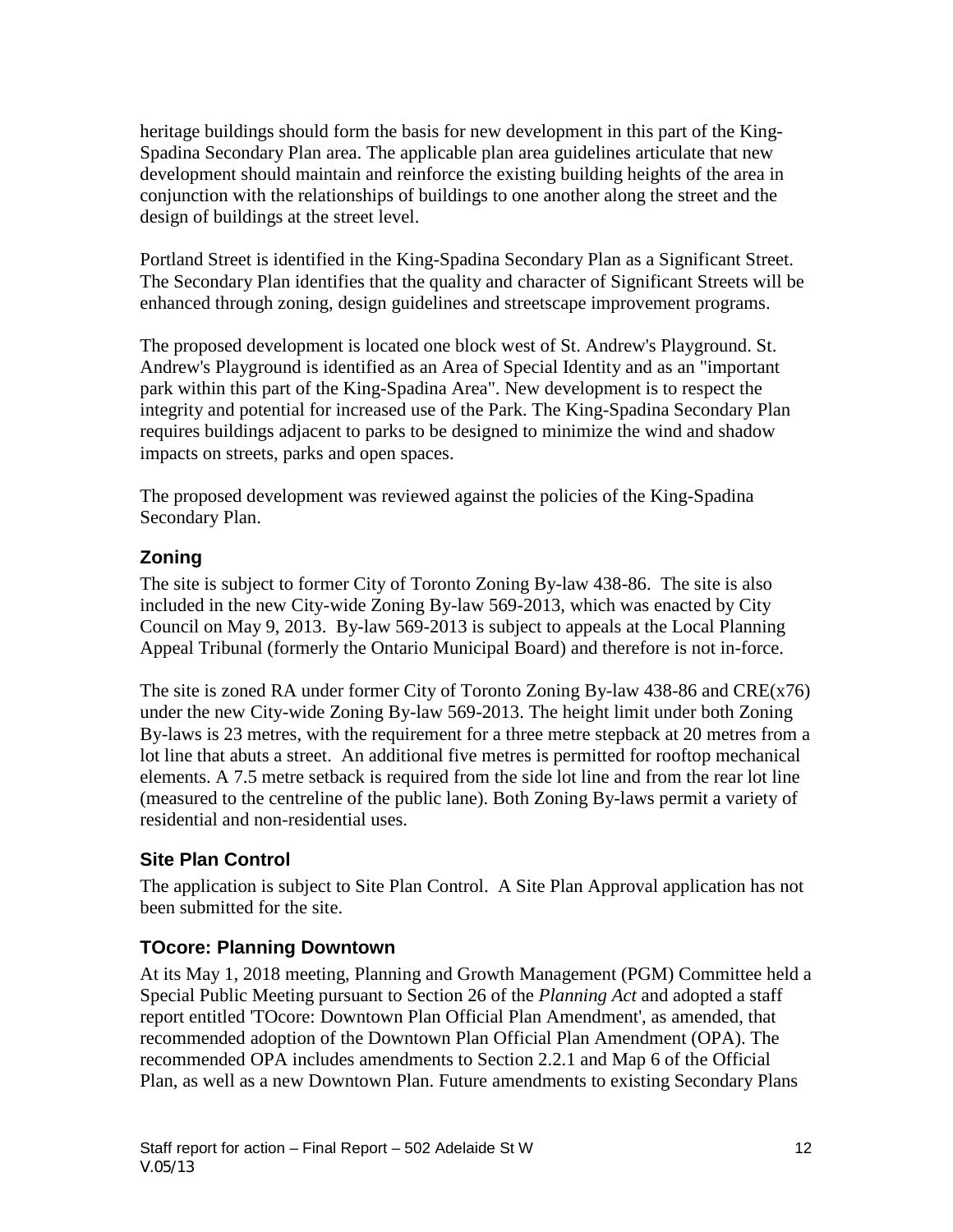heritage buildings should form the basis for new development in this part of the King-Spadina Secondary Plan area. The applicable plan area guidelines articulate that new development should maintain and reinforce the existing building heights of the area in conjunction with the relationships of buildings to one another along the street and the design of buildings at the street level.

Portland Street is identified in the King-Spadina Secondary Plan as a Significant Street. The Secondary Plan identifies that the quality and character of Significant Streets will be enhanced through zoning, design guidelines and streetscape improvement programs.

The proposed development is located one block west of St. Andrew's Playground. St. Andrew's Playground is identified as an Area of Special Identity and as an "important park within this part of the King-Spadina Area". New development is to respect the integrity and potential for increased use of the Park. The King-Spadina Secondary Plan requires buildings adjacent to parks to be designed to minimize the wind and shadow impacts on streets, parks and open spaces.

The proposed development was reviewed against the policies of the King-Spadina Secondary Plan.

### Zoning

The site is subject to former City of Toronto Zoning By-law 438-86. The site is also included in the new City-wide Zoning By-law 569-2013, which was enacted by City Council on May 9, 2013. By-law 569-2013 is subject to appeals at the Local Planning Appeal Tribunal (formerly the Ontario Municipal Board) and therefore is not in-force.

The site is zoned RA under former City of Toronto Zoning By-law 438-86 and CRE(x76) under the new City-wide Zoning By-law 569-2013. The height limit under both Zoning By-laws is 23 metres, with the requirement for a three metre stepback at 20 metres from a lot line that abuts a street. An additional five metres is permitted for rooftop mechanical elements. A 7.5 metre setback is required from the side lot line and from the rear lot line (measured to the centreline of the public lane). Both Zoning By-laws permit a variety of residential and non-residential uses.

### Site Plan Control

The application is subject to Site Plan Control. A Site Plan Approval application has not been submitted for the site.

### TOcore: Planning Downtown

At its May 1, 2018 meeting, Planning and Growth Management (PGM) Committee held a Special Public Meeting pursuant to Section 26 of the *Planning Act* and adopted a staff report entitled 'TOcore: Downtown Plan Official Plan Amendment', as amended, that recommended adoption of the Downtown Plan Official Plan Amendment (OPA). The recommended OPA includes amendments to Section 2.2.1 and Map 6 of the Official Plan, as well as a new Downtown Plan. Future amendments to existing Secondary Plans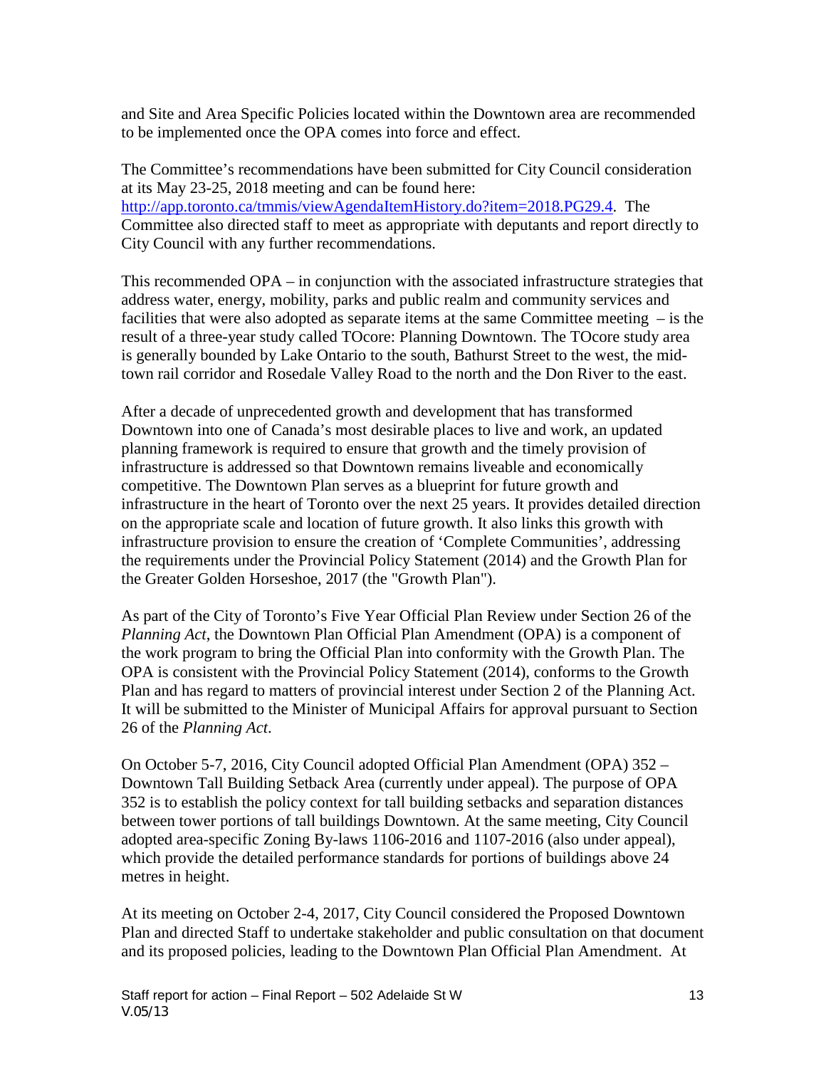and Site and Area Specific Policies located within the Downtown area are recommended to be implemented once the OPA comes into force and effect.

The Committee's recommendations have been submitted for City Council consideration at its May 23-25, 2018 meeting and can be found here: http://app.toronto.ca/tmmis/viewAgendaItemHistory.do?item=2018.PG29.4. The Committee also directed staff to meet as appropriate with deputants and report directly to City Council with any further recommendations.

This recommended OPA – in conjunction with the associated infrastructure strategies that address water, energy, mobility, parks and public realm and community services and facilities that were also adopted as separate items at the same Committee meeting – is the result of a three-year study called TOcore: Planning Downtown. The TOcore study area is generally bounded by Lake Ontario to the south, Bathurst Street to the west, the mid-town rail corridor and Rosedale Valley Road to the north and the Don River to the east.

After a decade of unprecedented growth and development that has transformed Downtown into one of Canada's most desirable places to live and work, an updated planning framework is required to ensure that growth and the timely provision of infrastructure is addressed so that Downtown remains liveable and economically competitive. The Downtown Plan serves as a blueprint for future growth and infrastructure in the heart of Toronto over the next 25 years. It provides detailed direction on the appropriate scale and location of future growth. It also links this growth with infrastructure provision to ensure the creation of 'Complete Communities', addressing the requirements under the Provincial Policy Statement (2014) and the Growth Plan for the Greater Golden Horseshoe, 2017 (the "Growth Plan").

As part of the City of Toronto's Five Year Official Plan Review under Section 26 of the *Planning Act*, the Downtown Plan Official Plan Amendment (OPA) is a component of the work program to bring the Official Plan into conformity with the Growth Plan. The OPA is consistent with the Provincial Policy Statement (2014), conforms to the Growth Plan and has regard to matters of provincial interest under Section 2 of the Planning Act. It will be submitted to the Minister of Municipal Affairs for approval pursuant to Section 26 of the *Planning Act*.

On October 5-7, 2016, City Council adopted Official Plan Amendment (OPA) 352 – Downtown Tall Building Setback Area (currently under appeal). The purpose of OPA 352 is to establish the policy context for tall building setbacks and separation distances between tower portions of tall buildings Downtown. At the same meeting, City Council adopted area-specific Zoning By-laws 1106-2016 and 1107-2016 (also under appeal), which provide the detailed performance standards for portions of buildings above 24 metres in height.

At its meeting on October 2-4, 2017, City Council considered the Proposed Downtown Plan and directed Staff to undertake stakeholder and public consultation on that document and its proposed policies, leading to the Downtown Plan Official Plan Amendment. At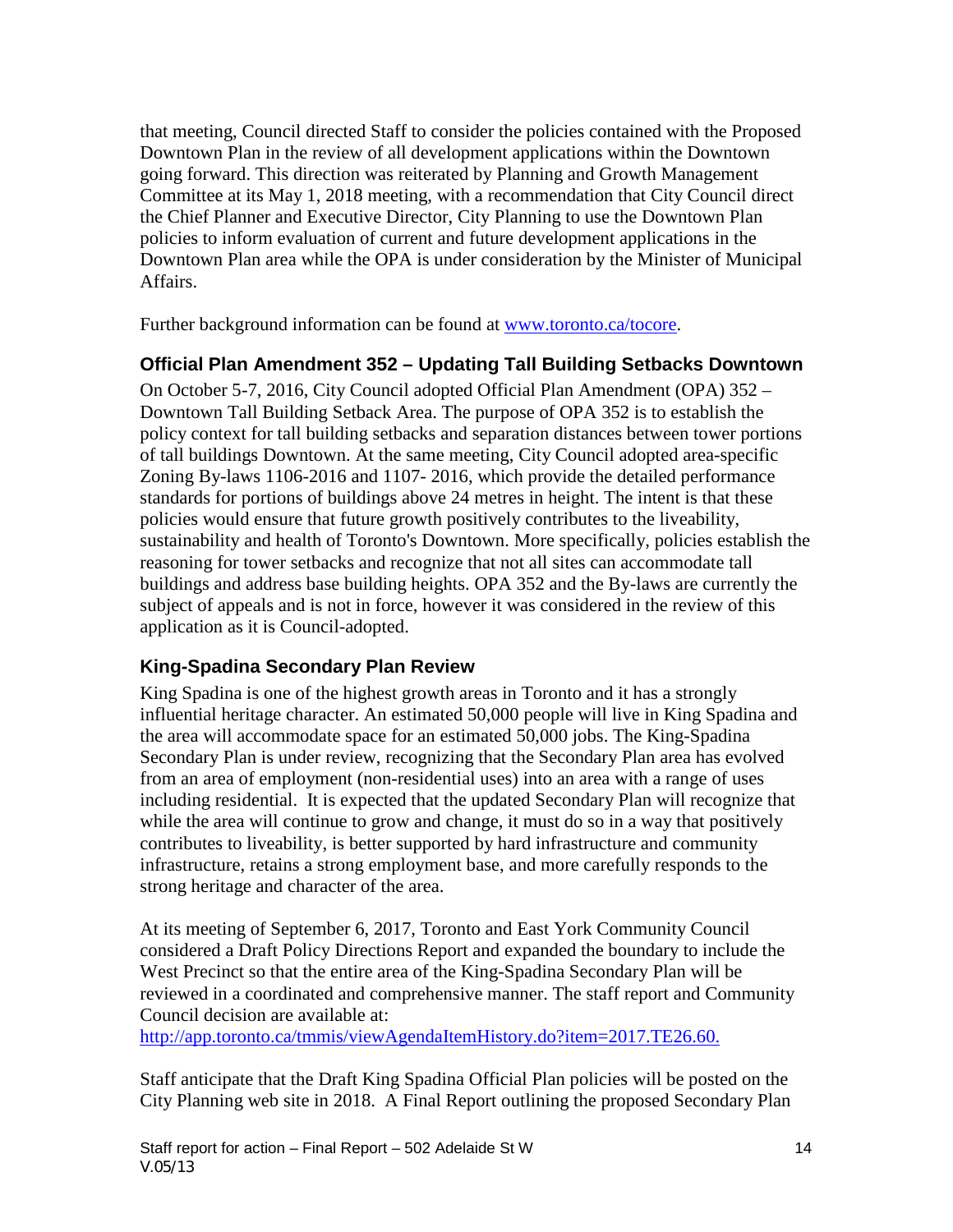that meeting, Council directed Staff to consider the policies contained with the Proposed Downtown Plan in the review of all development applications within the Downtown going forward. This direction was reiterated by Planning and Growth Management Committee at its May 1, 2018 meeting, with a recommendation that City Council direct the Chief Planner and Executive Director, City Planning to use the Downtown Plan policies to inform evaluation of current and future development applications in the Downtown Plan area while the OPA is under consideration by the Minister of Municipal Affairs.

Further background information can be found at [www.toronto.ca/tocore](www.toronto.ca/tocore).

### Official Plan Amendment 352 – Updating Tall Building Setbacks Downtown

On October 5-7, 2016, City Council adopted Official Plan Amendment (OPA) 352 – Downtown Tall Building Setback Area. The purpose of OPA 352 is to establish the policy context for tall building setbacks and separation distances between tower portions of tall buildings Downtown. At the same meeting, City Council adopted area-specific Zoning By-laws 1106-2016 and 1107- 2016, which provide the detailed performance standards for portions of buildings above 24 metres in height. The intent is that these policies would ensure that future growth positively contributes to the liveability, sustainability and health of Toronto's Downtown. More specifically, policies establish the reasoning for tower setbacks and recognize that not all sites can accommodate tall buildings and address base building heights. OPA 352 and the By-laws are currently the subject of appeals and is not in force, however it was considered in the review of this application as it is Council-adopted.

### King-Spadina Secondary Plan Review

King Spadina is one of the highest growth areas in Toronto and it has a strongly influential heritage character. An estimated 50,000 people will live in King Spadina and the area will accommodate space for an estimated 50,000 jobs. The King-Spadina Secondary Plan is under review, recognizing that the Secondary Plan area has evolved from an area of employment (non-residential uses) into an area with a range of uses including residential. It is expected that the updated Secondary Plan will recognize that while the area will continue to grow and change, it must do so in a way that positively contributes to liveability, is better supported by hard infrastructure and community infrastructure, retains a strong employment base, and more carefully responds to the strong heritage and character of the area.

At its meeting of September 6, 2017, Toronto and East York Community Council considered a Draft Policy Directions Report and expanded the boundary to include the West Precinct so that the entire area of the King-Spadina Secondary Plan will be reviewed in a coordinated and comprehensive manner. The staff report and Community Council decision are available at:
[http://app.toronto.ca/tmmis/viewAgendaItemHistory.do?item=2017.TE26.60.](http://app.toronto.ca/tmmis/viewAgendaItemHistory.do?item=2017.TE26.60)

Staff anticipate that the Draft King Spadina Official Plan policies will be posted on the City Planning web site in 2018. A Final Report outlining the proposed Secondary Plan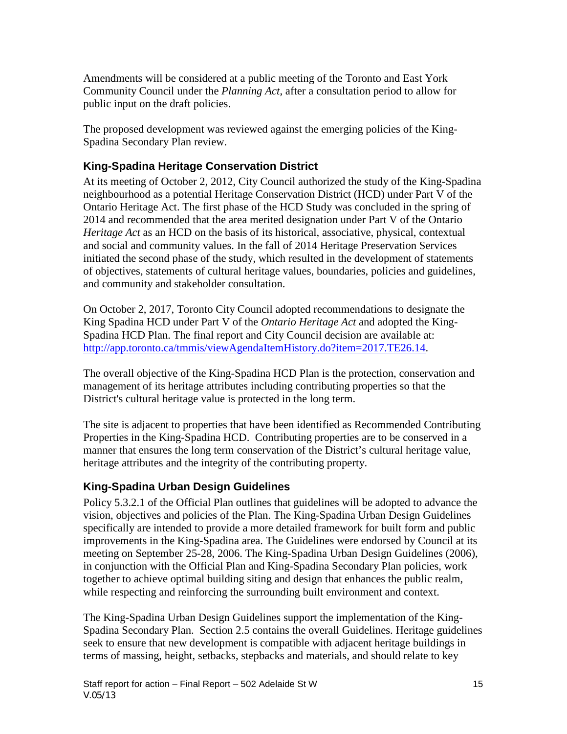Amendments will be considered at a public meeting of the Toronto and East York Community Council under the *Planning Act*, after a consultation period to allow for public input on the draft policies.

The proposed development was reviewed against the emerging policies of the King-Spadina Secondary Plan review.

## King-Spadina Heritage Conservation District

At its meeting of October 2, 2012, City Council authorized the study of the King-Spadina neighbourhood as a potential Heritage Conservation District (HCD) under Part V of the Ontario Heritage Act. The first phase of the HCD Study was concluded in the spring of 2014 and recommended that the area merited designation under Part V of the Ontario *Heritage Act* as an HCD on the basis of its historical, associative, physical, contextual and social and community values. In the fall of 2014 Heritage Preservation Services initiated the second phase of the study, which resulted in the development of statements of objectives, statements of cultural heritage values, boundaries, policies and guidelines, and community and stakeholder consultation.

On October 2, 2017, Toronto City Council adopted recommendations to designate the King Spadina HCD under Part V of the *Ontario Heritage Act* and adopted the King-Spadina HCD Plan. The final report and City Council decision are available at: [http://app.toronto.ca/tmmis/viewAgendaItemHistory.do?item=2017.TE26.14](http://app.toronto.ca/tmmis/viewAgendaItemHistory.do?item=2017.TE26.14).

The overall objective of the King-Spadina HCD Plan is the protection, conservation and management of its heritage attributes including contributing properties so that the District's cultural heritage value is protected in the long term.

The site is adjacent to properties that have been identified as Recommended Contributing Properties in the King-Spadina HCD. Contributing properties are to be conserved in a manner that ensures the long term conservation of the District's cultural heritage value, heritage attributes and the integrity of the contributing property.

## King-Spadina Urban Design Guidelines

Policy 5.3.2.1 of the Official Plan outlines that guidelines will be adopted to advance the vision, objectives and policies of the Plan. The King-Spadina Urban Design Guidelines specifically are intended to provide a more detailed framework for built form and public improvements in the King-Spadina area. The Guidelines were endorsed by Council at its meeting on September 25-28, 2006. The King-Spadina Urban Design Guidelines (2006), in conjunction with the Official Plan and King-Spadina Secondary Plan policies, work together to achieve optimal building siting and design that enhances the public realm, while respecting and reinforcing the surrounding built environment and context.

The King-Spadina Urban Design Guidelines support the implementation of the King-Spadina Secondary Plan. Section 2.5 contains the overall Guidelines. Heritage guidelines seek to ensure that new development is compatible with adjacent heritage buildings in terms of massing, height, setbacks, stepbacks and materials, and should relate to key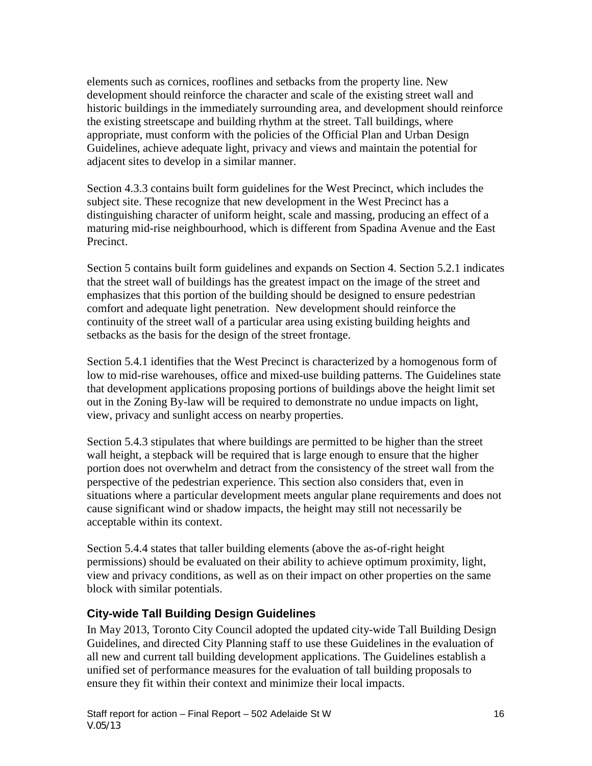elements such as cornices, rooflines and setbacks from the property line. New development should reinforce the character and scale of the existing street wall and historic buildings in the immediately surrounding area, and development should reinforce the existing streetscape and building rhythm at the street. Tall buildings, where appropriate, must conform with the policies of the Official Plan and Urban Design Guidelines, achieve adequate light, privacy and views and maintain the potential for adjacent sites to develop in a similar manner.

Section 4.3.3 contains built form guidelines for the West Precinct, which includes the subject site. These recognize that new development in the West Precinct has a distinguishing character of uniform height, scale and massing, producing an effect of a maturing mid-rise neighbourhood, which is different from Spadina Avenue and the East Precinct.

Section 5 contains built form guidelines and expands on Section 4. Section 5.2.1 indicates that the street wall of buildings has the greatest impact on the image of the street and emphasizes that this portion of the building should be designed to ensure pedestrian comfort and adequate light penetration. New development should reinforce the continuity of the street wall of a particular area using existing building heights and setbacks as the basis for the design of the street frontage.

Section 5.4.1 identifies that the West Precinct is characterized by a homogenous form of low to mid-rise warehouses, office and mixed-use building patterns. The Guidelines state that development applications proposing portions of buildings above the height limit set out in the Zoning By-law will be required to demonstrate no undue impacts on light, view, privacy and sunlight access on nearby properties.

Section 5.4.3 stipulates that where buildings are permitted to be higher than the street wall height, a stepback will be required that is large enough to ensure that the higher portion does not overwhelm and detract from the consistency of the street wall from the perspective of the pedestrian experience. This section also considers that, even in situations where a particular development meets angular plane requirements and does not cause significant wind or shadow impacts, the height may still not necessarily be acceptable within its context.

Section 5.4.4 states that taller building elements (above the as-of-right height permissions) should be evaluated on their ability to achieve optimum proximity, light, view and privacy conditions, as well as on their impact on other properties on the same block with similar potentials.

### City-wide Tall Building Design Guidelines

In May 2013, Toronto City Council adopted the updated city-wide Tall Building Design Guidelines, and directed City Planning staff to use these Guidelines in the evaluation of all new and current tall building development applications. The Guidelines establish a unified set of performance measures for the evaluation of tall building proposals to ensure they fit within their context and minimize their local impacts.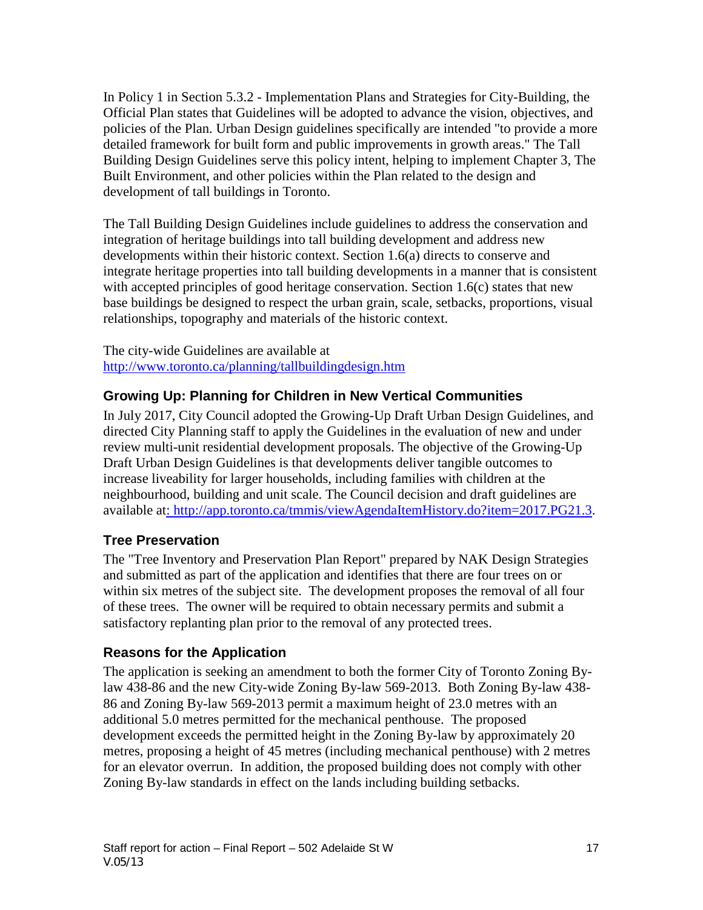In Policy 1 in Section 5.3.2 - Implementation Plans and Strategies for City-Building, the Official Plan states that Guidelines will be adopted to advance the vision, objectives, and policies of the Plan. Urban Design guidelines specifically are intended "to provide a more detailed framework for built form and public improvements in growth areas." The Tall Building Design Guidelines serve this policy intent, helping to implement Chapter 3, The Built Environment, and other policies within the Plan related to the design and development of tall buildings in Toronto.

The Tall Building Design Guidelines include guidelines to address the conservation and integration of heritage buildings into tall building development and address new developments within their historic context. Section 1.6(a) directs to conserve and integrate heritage properties into tall building developments in a manner that is consistent with accepted principles of good heritage conservation. Section 1.6(c) states that new base buildings be designed to respect the urban grain, scale, setbacks, proportions, visual relationships, topography and materials of the historic context.

The city-wide Guidelines are available at http://www.toronto.ca/planning/tallbuildingdesign.htm

### Growing Up: Planning for Children in New Vertical Communities

In July 2017, City Council adopted the Growing-Up Draft Urban Design Guidelines, and directed City Planning staff to apply the Guidelines in the evaluation of new and under review multi-unit residential development proposals. The objective of the Growing-Up Draft Urban Design Guidelines is that developments deliver tangible outcomes to increase liveability for larger households, including families with children at the neighbourhood, building and unit scale. The Council decision and draft guidelines are available at: http://app.toronto.ca/tmmis/viewAgendaItemHistory.do?item=2017.PG21.3.

### Tree Preservation

The "Tree Inventory and Preservation Plan Report" prepared by NAK Design Strategies and submitted as part of the application and identifies that there are four trees on or within six metres of the subject site. The development proposes the removal of all four of these trees. The owner will be required to obtain necessary permits and submit a satisfactory replanting plan prior to the removal of any protected trees.

### Reasons for the Application

The application is seeking an amendment to both the former City of Toronto Zoning By-law 438-86 and the new City-wide Zoning By-law 569-2013. Both Zoning By-law 438-86 and Zoning By-law 569-2013 permit a maximum height of 23.0 metres with an additional 5.0 metres permitted for the mechanical penthouse. The proposed development exceeds the permitted height in the Zoning By-law by approximately 20 metres, proposing a height of 45 metres (including mechanical penthouse) with 2 metres for an elevator overrun. In addition, the proposed building does not comply with other Zoning By-law standards in effect on the lands including building setbacks.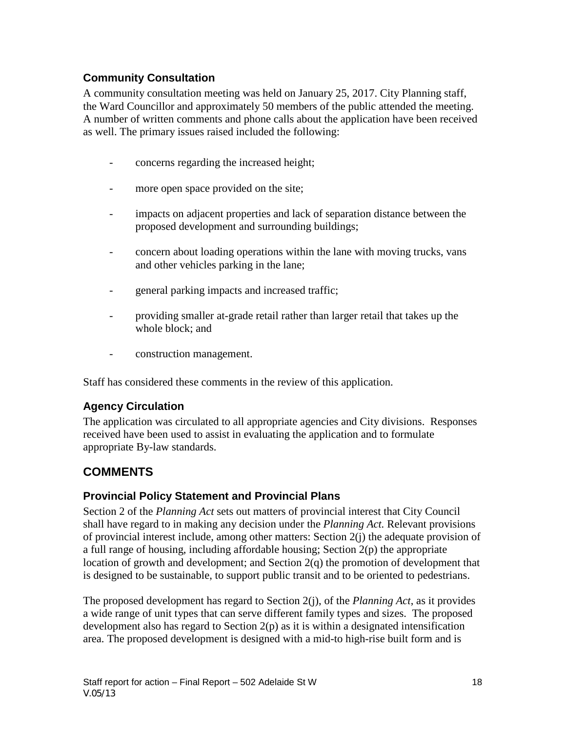### Community Consultation

A community consultation meeting was held on January 25, 2017. City Planning staff, the Ward Councillor and approximately 50 members of the public attended the meeting. A number of written comments and phone calls about the application have been received as well. The primary issues raised included the following:

- concerns regarding the increased height;
- more open space provided on the site;
- impacts on adjacent properties and lack of separation distance between the proposed development and surrounding buildings;
- concern about loading operations within the lane with moving trucks, vans and other vehicles parking in the lane;
- general parking impacts and increased traffic;
- providing smaller at-grade retail rather than larger retail that takes up the whole block; and
- construction management.

Staff has considered these comments in the review of this application.

### Agency Circulation

The application was circulated to all appropriate agencies and City divisions. Responses received have been used to assist in evaluating the application and to formulate appropriate By-law standards.

## COMMENTS

### Provincial Policy Statement and Provincial Plans

Section 2 of the *Planning Act* sets out matters of provincial interest that City Council shall have regard to in making any decision under the *Planning Act.* Relevant provisions of provincial interest include, among other matters: Section 2(j) the adequate provision of a full range of housing, including affordable housing; Section 2(p) the appropriate location of growth and development; and Section 2(q) the promotion of development that is designed to be sustainable, to support public transit and to be oriented to pedestrians.

The proposed development has regard to Section 2(j), of the *Planning Act*, as it provides a wide range of unit types that can serve different family types and sizes. The proposed development also has regard to Section 2(p) as it is within a designated intensification area. The proposed development is designed with a mid-to high-rise built form and is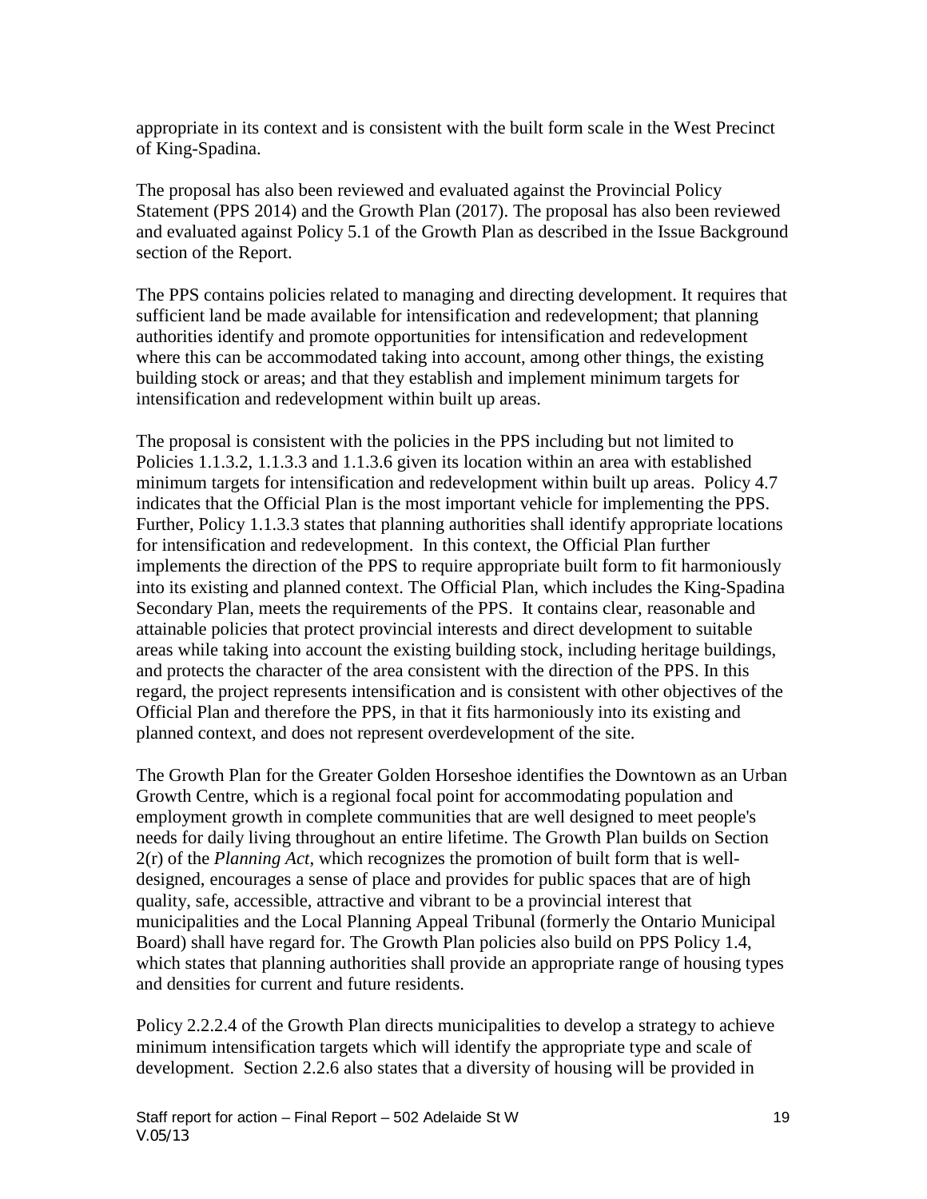appropriate in its context and is consistent with the built form scale in the West Precinct of King-Spadina.

The proposal has also been reviewed and evaluated against the Provincial Policy Statement (PPS 2014) and the Growth Plan (2017). The proposal has also been reviewed and evaluated against Policy 5.1 of the Growth Plan as described in the Issue Background section of the Report.

The PPS contains policies related to managing and directing development. It requires that sufficient land be made available for intensification and redevelopment; that planning authorities identify and promote opportunities for intensification and redevelopment where this can be accommodated taking into account, among other things, the existing building stock or areas; and that they establish and implement minimum targets for intensification and redevelopment within built up areas.

The proposal is consistent with the policies in the PPS including but not limited to Policies 1.1.3.2, 1.1.3.3 and 1.1.3.6 given its location within an area with established minimum targets for intensification and redevelopment within built up areas. Policy 4.7 indicates that the Official Plan is the most important vehicle for implementing the PPS. Further, Policy 1.1.3.3 states that planning authorities shall identify appropriate locations for intensification and redevelopment. In this context, the Official Plan further implements the direction of the PPS to require appropriate built form to fit harmoniously into its existing and planned context. The Official Plan, which includes the King-Spadina Secondary Plan, meets the requirements of the PPS. It contains clear, reasonable and attainable policies that protect provincial interests and direct development to suitable areas while taking into account the existing building stock, including heritage buildings, and protects the character of the area consistent with the direction of the PPS. In this regard, the project represents intensification and is consistent with other objectives of the Official Plan and therefore the PPS, in that it fits harmoniously into its existing and planned context, and does not represent overdevelopment of the site.

The Growth Plan for the Greater Golden Horseshoe identifies the Downtown as an Urban Growth Centre, which is a regional focal point for accommodating population and employment growth in complete communities that are well designed to meet people's needs for daily living throughout an entire lifetime. The Growth Plan builds on Section 2(r) of the *Planning Act*, which recognizes the promotion of built form that is well-designed, encourages a sense of place and provides for public spaces that are of high quality, safe, accessible, attractive and vibrant to be a provincial interest that municipalities and the Local Planning Appeal Tribunal (formerly the Ontario Municipal Board) shall have regard for. The Growth Plan policies also build on PPS Policy 1.4, which states that planning authorities shall provide an appropriate range of housing types and densities for current and future residents.

Policy 2.2.2.4 of the Growth Plan directs municipalities to develop a strategy to achieve minimum intensification targets which will identify the appropriate type and scale of development. Section 2.2.6 also states that a diversity of housing will be provided in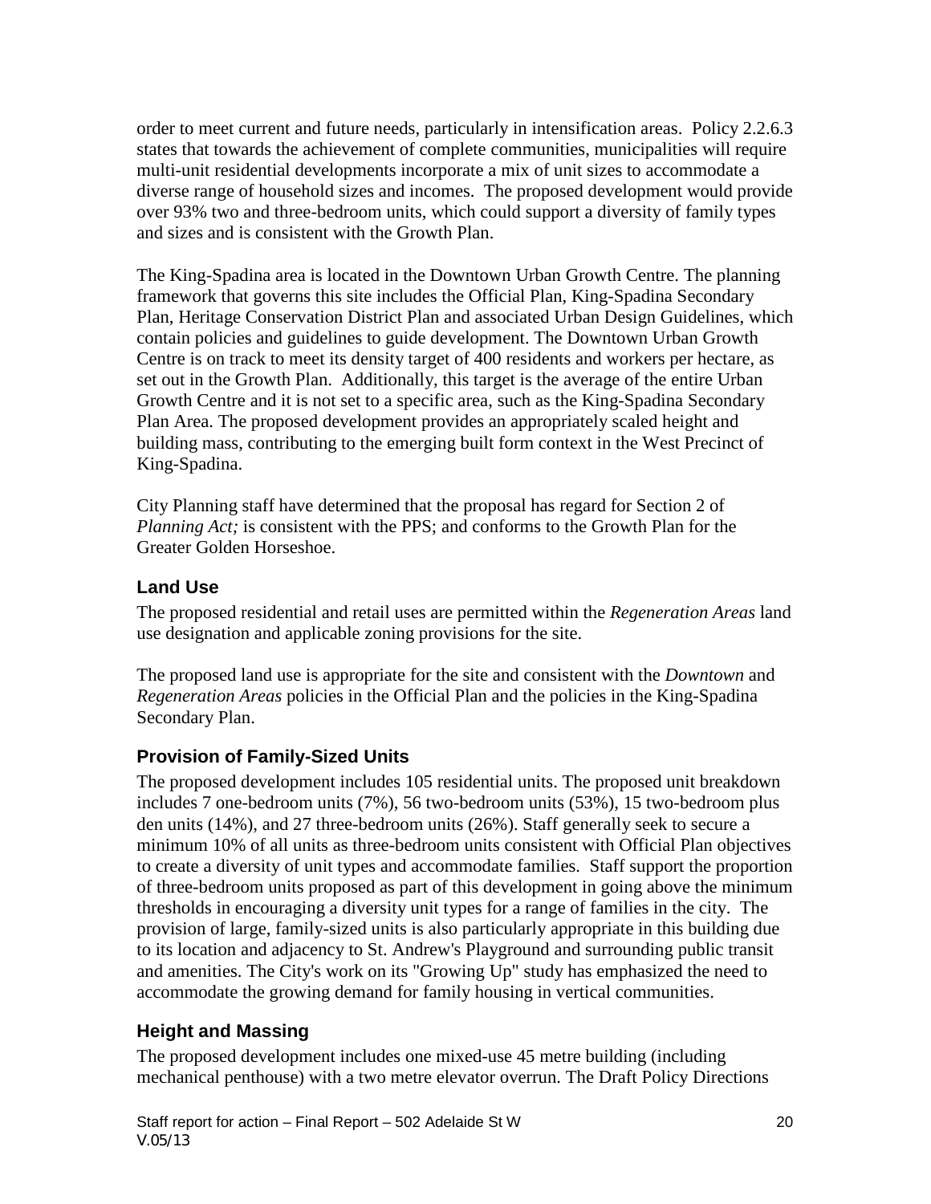order to meet current and future needs, particularly in intensification areas. Policy 2.2.6.3 states that towards the achievement of complete communities, municipalities will require multi-unit residential developments incorporate a mix of unit sizes to accommodate a diverse range of household sizes and incomes. The proposed development would provide over 93% two and three-bedroom units, which could support a diversity of family types and sizes and is consistent with the Growth Plan.

The King-Spadina area is located in the Downtown Urban Growth Centre. The planning framework that governs this site includes the Official Plan, King-Spadina Secondary Plan, Heritage Conservation District Plan and associated Urban Design Guidelines, which contain policies and guidelines to guide development. The Downtown Urban Growth Centre is on track to meet its density target of 400 residents and workers per hectare, as set out in the Growth Plan. Additionally, this target is the average of the entire Urban Growth Centre and it is not set to a specific area, such as the King-Spadina Secondary Plan Area. The proposed development provides an appropriately scaled height and building mass, contributing to the emerging built form context in the West Precinct of King-Spadina.

City Planning staff have determined that the proposal has regard for Section 2 of *Planning Act;* is consistent with the PPS; and conforms to the Growth Plan for the Greater Golden Horseshoe.

### Land Use

The proposed residential and retail uses are permitted within the *Regeneration Areas* land use designation and applicable zoning provisions for the site.

The proposed land use is appropriate for the site and consistent with the *Downtown* and *Regeneration Areas* policies in the Official Plan and the policies in the King-Spadina Secondary Plan.

### Provision of Family-Sized Units

The proposed development includes 105 residential units. The proposed unit breakdown includes 7 one-bedroom units (7%), 56 two-bedroom units (53%), 15 two-bedroom plus den units (14%), and 27 three-bedroom units (26%). Staff generally seek to secure a minimum 10% of all units as three-bedroom units consistent with Official Plan objectives to create a diversity of unit types and accommodate families. Staff support the proportion of three-bedroom units proposed as part of this development in going above the minimum thresholds in encouraging a diversity unit types for a range of families in the city. The provision of large, family-sized units is also particularly appropriate in this building due to its location and adjacency to St. Andrew's Playground and surrounding public transit and amenities. The City's work on its "Growing Up" study has emphasized the need to accommodate the growing demand for family housing in vertical communities.

### Height and Massing

The proposed development includes one mixed-use 45 metre building (including mechanical penthouse) with a two metre elevator overrun. The Draft Policy Directions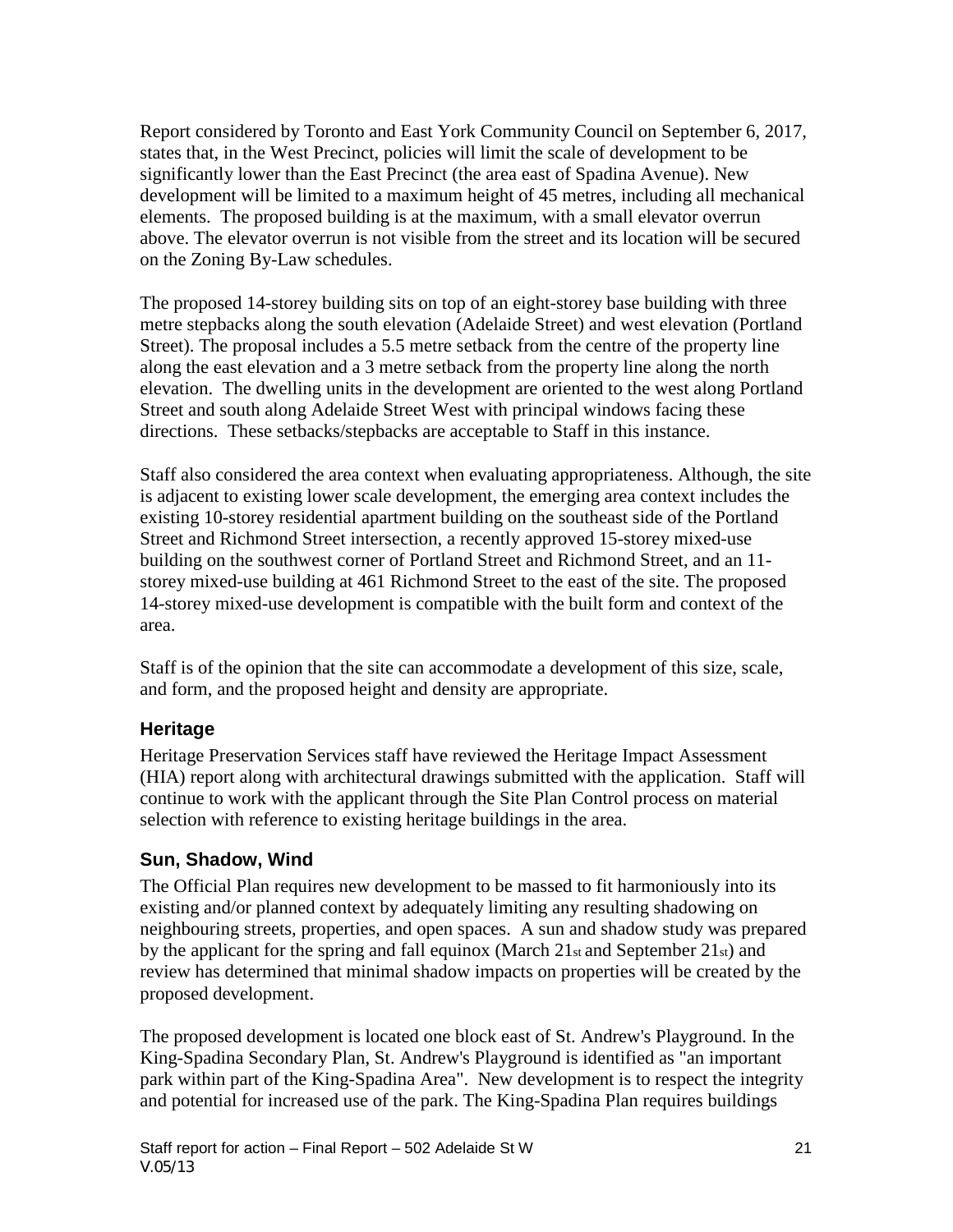Report considered by Toronto and East York Community Council on September 6, 2017, states that, in the West Precinct, policies will limit the scale of development to be significantly lower than the East Precinct (the area east of Spadina Avenue). New development will be limited to a maximum height of 45 metres, including all mechanical elements. The proposed building is at the maximum, with a small elevator overrun above. The elevator overrun is not visible from the street and its location will be secured on the Zoning By-Law schedules.

The proposed 14-storey building sits on top of an eight-storey base building with three metre stepbacks along the south elevation (Adelaide Street) and west elevation (Portland Street). The proposal includes a 5.5 metre setback from the centre of the property line along the east elevation and a 3 metre setback from the property line along the north elevation. The dwelling units in the development are oriented to the west along Portland Street and south along Adelaide Street West with principal windows facing these directions. These setbacks/stepbacks are acceptable to Staff in this instance.

Staff also considered the area context when evaluating appropriateness. Although, the site is adjacent to existing lower scale development, the emerging area context includes the existing 10-storey residential apartment building on the southeast side of the Portland Street and Richmond Street intersection, a recently approved 15-storey mixed-use building on the southwest corner of Portland Street and Richmond Street, and an 11-storey mixed-use building at 461 Richmond Street to the east of the site. The proposed 14-storey mixed-use development is compatible with the built form and context of the area.

Staff is of the opinion that the site can accommodate a development of this size, scale, and form, and the proposed height and density are appropriate.

### Heritage

Heritage Preservation Services staff have reviewed the Heritage Impact Assessment (HIA) report along with architectural drawings submitted with the application. Staff will continue to work with the applicant through the Site Plan Control process on material selection with reference to existing heritage buildings in the area.

### Sun, Shadow, Wind

The Official Plan requires new development to be massed to fit harmoniously into its existing and/or planned context by adequately limiting any resulting shadowing on neighbouring streets, properties, and open spaces. A sun and shadow study was prepared by the applicant for the spring and fall equinox (March 21st and September 21st) and review has determined that minimal shadow impacts on properties will be created by the proposed development.

The proposed development is located one block east of St. Andrew's Playground. In the King-Spadina Secondary Plan, St. Andrew's Playground is identified as "an important park within part of the King-Spadina Area". New development is to respect the integrity and potential for increased use of the park. The King-Spadina Plan requires buildings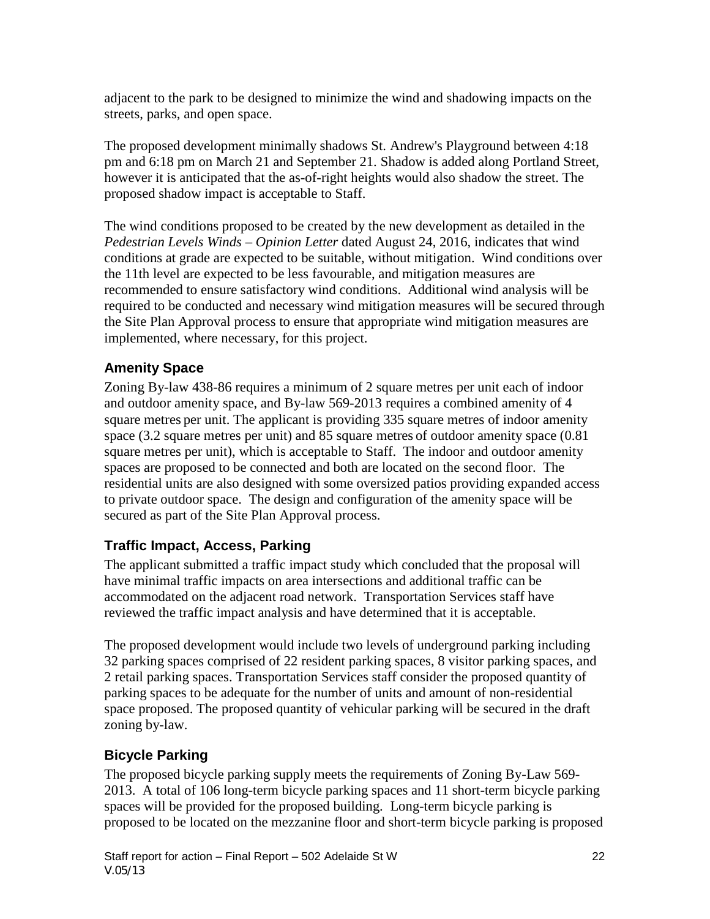adjacent to the park to be designed to minimize the wind and shadowing impacts on the streets, parks, and open space.

The proposed development minimally shadows St. Andrew's Playground between 4:18 pm and 6:18 pm on March 21 and September 21. Shadow is added along Portland Street, however it is anticipated that the as-of-right heights would also shadow the street. The proposed shadow impact is acceptable to Staff.

The wind conditions proposed to be created by the new development as detailed in the *Pedestrian Levels Winds – Opinion Letter* dated August 24, 2016, indicates that wind conditions at grade are expected to be suitable, without mitigation. Wind conditions over the 11th level are expected to be less favourable, and mitigation measures are recommended to ensure satisfactory wind conditions. Additional wind analysis will be required to be conducted and necessary wind mitigation measures will be secured through the Site Plan Approval process to ensure that appropriate wind mitigation measures are implemented, where necessary, for this project.

### Amenity Space

Zoning By-law 438-86 requires a minimum of 2 square metres per unit each of indoor and outdoor amenity space, and By-law 569-2013 requires a combined amenity of 4 square metres per unit. The applicant is providing 335 square metres of indoor amenity space (3.2 square metres per unit) and 85 square metres of outdoor amenity space (0.81 square metres per unit), which is acceptable to Staff. The indoor and outdoor amenity spaces are proposed to be connected and both are located on the second floor. The residential units are also designed with some oversized patios providing expanded access to private outdoor space. The design and configuration of the amenity space will be secured as part of the Site Plan Approval process.

### Traffic Impact, Access, Parking

The applicant submitted a traffic impact study which concluded that the proposal will have minimal traffic impacts on area intersections and additional traffic can be accommodated on the adjacent road network. Transportation Services staff have reviewed the traffic impact analysis and have determined that it is acceptable.

The proposed development would include two levels of underground parking including 32 parking spaces comprised of 22 resident parking spaces, 8 visitor parking spaces, and 2 retail parking spaces. Transportation Services staff consider the proposed quantity of parking spaces to be adequate for the number of units and amount of non-residential space proposed. The proposed quantity of vehicular parking will be secured in the draft zoning by-law.

### Bicycle Parking

The proposed bicycle parking supply meets the requirements of Zoning By-Law 569-2013. A total of 106 long-term bicycle parking spaces and 11 short-term bicycle parking spaces will be provided for the proposed building. Long-term bicycle parking is proposed to be located on the mezzanine floor and short-term bicycle parking is proposed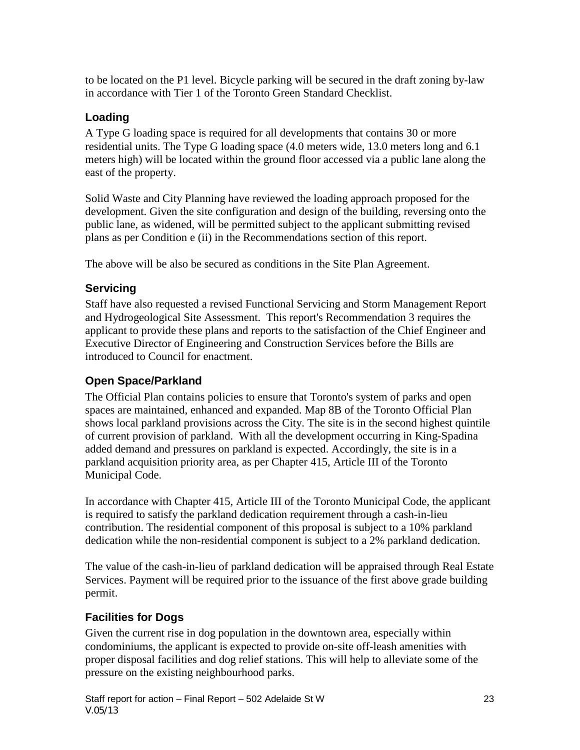to be located on the P1 level. Bicycle parking will be secured in the draft zoning by-law in accordance with Tier 1 of the Toronto Green Standard Checklist.

### Loading

A Type G loading space is required for all developments that contains 30 or more residential units. The Type G loading space (4.0 meters wide, 13.0 meters long and 6.1 meters high) will be located within the ground floor accessed via a public lane along the east of the property.

Solid Waste and City Planning have reviewed the loading approach proposed for the development. Given the site configuration and design of the building, reversing onto the public lane, as widened, will be permitted subject to the applicant submitting revised plans as per Condition e (ii) in the Recommendations section of this report.

The above will be also be secured as conditions in the Site Plan Agreement.

### Servicing

Staff have also requested a revised Functional Servicing and Storm Management Report and Hydrogeological Site Assessment. This report's Recommendation 3 requires the applicant to provide these plans and reports to the satisfaction of the Chief Engineer and Executive Director of Engineering and Construction Services before the Bills are introduced to Council for enactment.

### Open Space/Parkland

The Official Plan contains policies to ensure that Toronto's system of parks and open spaces are maintained, enhanced and expanded. Map 8B of the Toronto Official Plan shows local parkland provisions across the City. The site is in the second highest quintile of current provision of parkland. With all the development occurring in King-Spadina added demand and pressures on parkland is expected. Accordingly, the site is in a parkland acquisition priority area, as per Chapter 415, Article III of the Toronto Municipal Code.

In accordance with Chapter 415, Article III of the Toronto Municipal Code, the applicant is required to satisfy the parkland dedication requirement through a cash-in-lieu contribution. The residential component of this proposal is subject to a 10% parkland dedication while the non-residential component is subject to a 2% parkland dedication.

The value of the cash-in-lieu of parkland dedication will be appraised through Real Estate Services. Payment will be required prior to the issuance of the first above grade building permit.

### Facilities for Dogs

Given the current rise in dog population in the downtown area, especially within condominiums, the applicant is expected to provide on-site off-leash amenities with proper disposal facilities and dog relief stations. This will help to alleviate some of the pressure on the existing neighbourhood parks.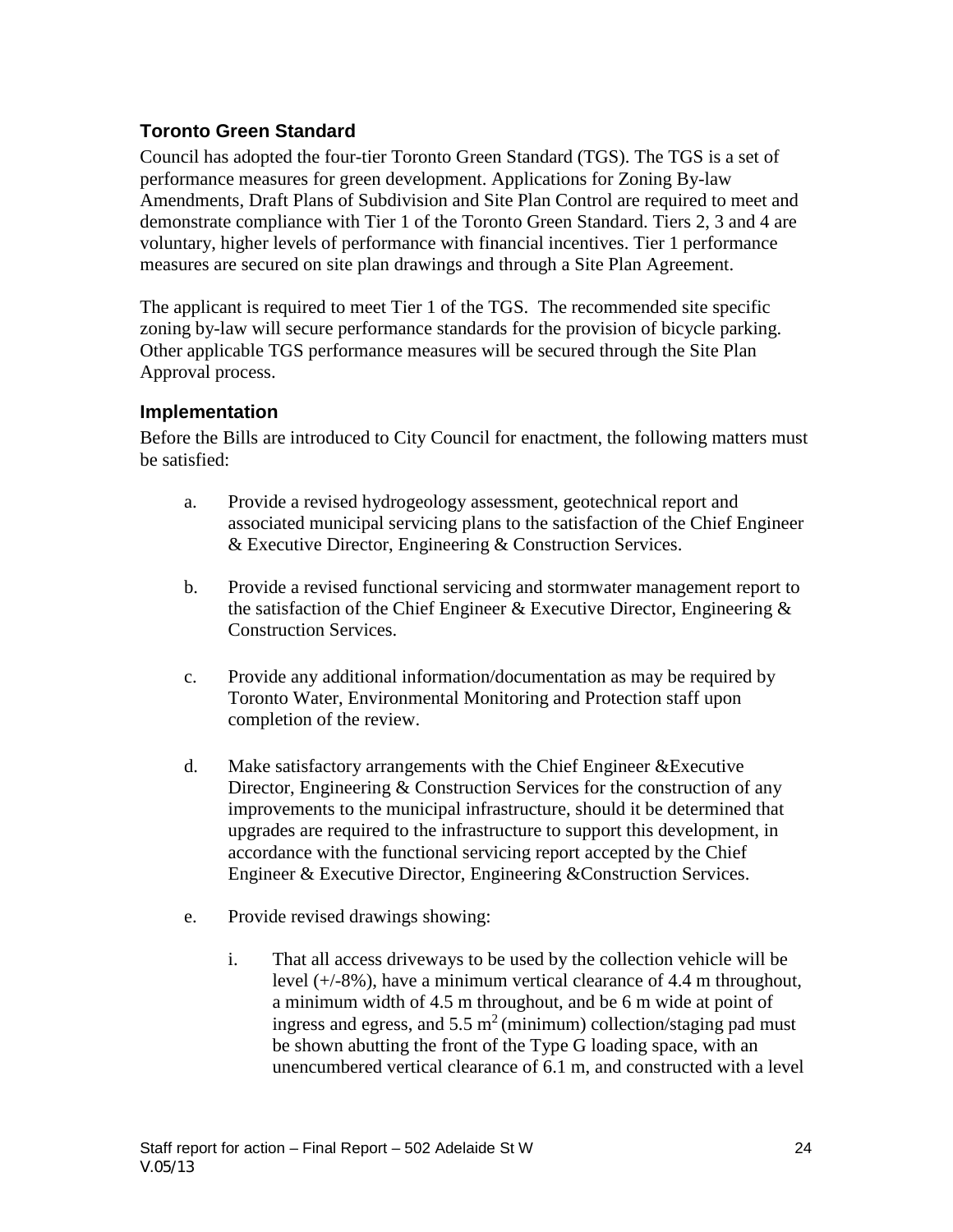## Toronto Green Standard

Council has adopted the four-tier Toronto Green Standard (TGS). The TGS is a set of performance measures for green development. Applications for Zoning By-law Amendments, Draft Plans of Subdivision and Site Plan Control are required to meet and demonstrate compliance with Tier 1 of the Toronto Green Standard. Tiers 2, 3 and 4 are voluntary, higher levels of performance with financial incentives. Tier 1 performance measures are secured on site plan drawings and through a Site Plan Agreement.

The applicant is required to meet Tier 1 of the TGS. The recommended site specific zoning by-law will secure performance standards for the provision of bicycle parking. Other applicable TGS performance measures will be secured through the Site Plan Approval process.

## Implementation

Before the Bills are introduced to City Council for enactment, the following matters must be satisfied:

a. Provide a revised hydrogeology assessment, geotechnical report and associated municipal servicing plans to the satisfaction of the Chief Engineer & Executive Director, Engineering & Construction Services.

b. Provide a revised functional servicing and stormwater management report to the satisfaction of the Chief Engineer & Executive Director, Engineering & Construction Services.

c. Provide any additional information/documentation as may be required by Toronto Water, Environmental Monitoring and Protection staff upon completion of the review.

d. Make satisfactory arrangements with the Chief Engineer &Executive Director, Engineering & Construction Services for the construction of any improvements to the municipal infrastructure, should it be determined that upgrades are required to the infrastructure to support this development, in accordance with the functional servicing report accepted by the Chief Engineer & Executive Director, Engineering &Construction Services.

e. Provide revised drawings showing:

   i. That all access driveways to be used by the collection vehicle will be level (+/-8%), have a minimum vertical clearance of 4.4 m throughout, a minimum width of 4.5 m throughout, and be 6 m wide at point of ingress and egress, and 5.5 $m^2$ (minimum) collection/staging pad must be shown abutting the front of the Type G loading space, with an unencumbered vertical clearance of 6.1 m, and constructed with a level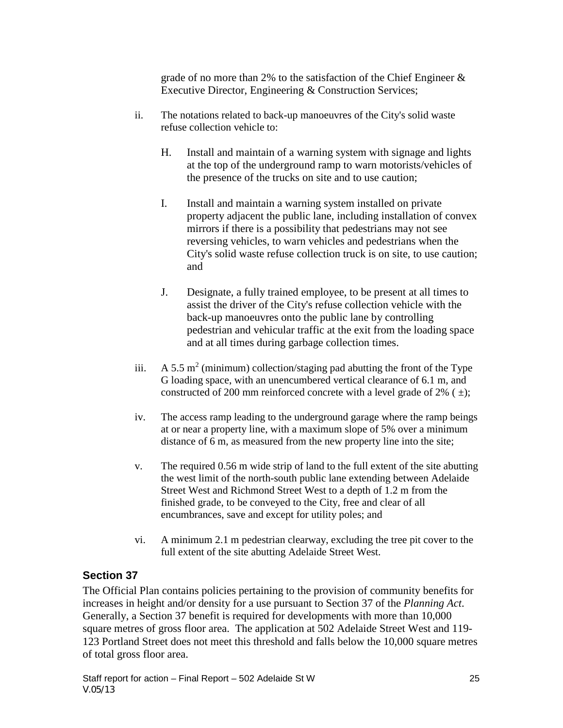grade of no more than 2% to the satisfaction of the Chief Engineer & Executive Director, Engineering & Construction Services;

ii. The notations related to back-up manoeuvres of the City's solid waste refuse collection vehicle to:

   H. Install and maintain of a warning system with signage and lights at the top of the underground ramp to warn motorists/vehicles of the presence of the trucks on site and to use caution;

   I. Install and maintain a warning system installed on private property adjacent the public lane, including installation of convex mirrors if there is a possibility that pedestrians may not see reversing vehicles, to warn vehicles and pedestrians when the City's solid waste refuse collection truck is on site, to use caution; and

   J. Designate, a fully trained employee, to be present at all times to assist the driver of the City's refuse collection vehicle with the back-up manoeuvres onto the public lane by controlling pedestrian and vehicular traffic at the exit from the loading space and at all times during garbage collection times.

iii. A 5.5 $m^2$ (minimum) collection/staging pad abutting the front of the Type G loading space, with an unencumbered vertical clearance of 6.1 m, and constructed of 200 mm reinforced concrete with a level grade of 2% ( ±);

iv. The access ramp leading to the underground garage where the ramp beings at or near a property line, with a maximum slope of 5% over a minimum distance of 6 m, as measured from the new property line into the site;

v. The required 0.56 m wide strip of land to the full extent of the site abutting the west limit of the north-south public lane extending between Adelaide Street West and Richmond Street West to a depth of 1.2 m from the finished grade, to be conveyed to the City, free and clear of all encumbrances, save and except for utility poles; and

vi. A minimum 2.1 m pedestrian clearway, excluding the tree pit cover to the full extent of the site abutting Adelaide Street West.

## Section 37

The Official Plan contains policies pertaining to the provision of community benefits for increases in height and/or density for a use pursuant to Section 37 of the *Planning Act*. Generally, a Section 37 benefit is required for developments with more than 10,000 square metres of gross floor area. The application at 502 Adelaide Street West and 119-123 Portland Street does not meet this threshold and falls below the 10,000 square metres of total gross floor area.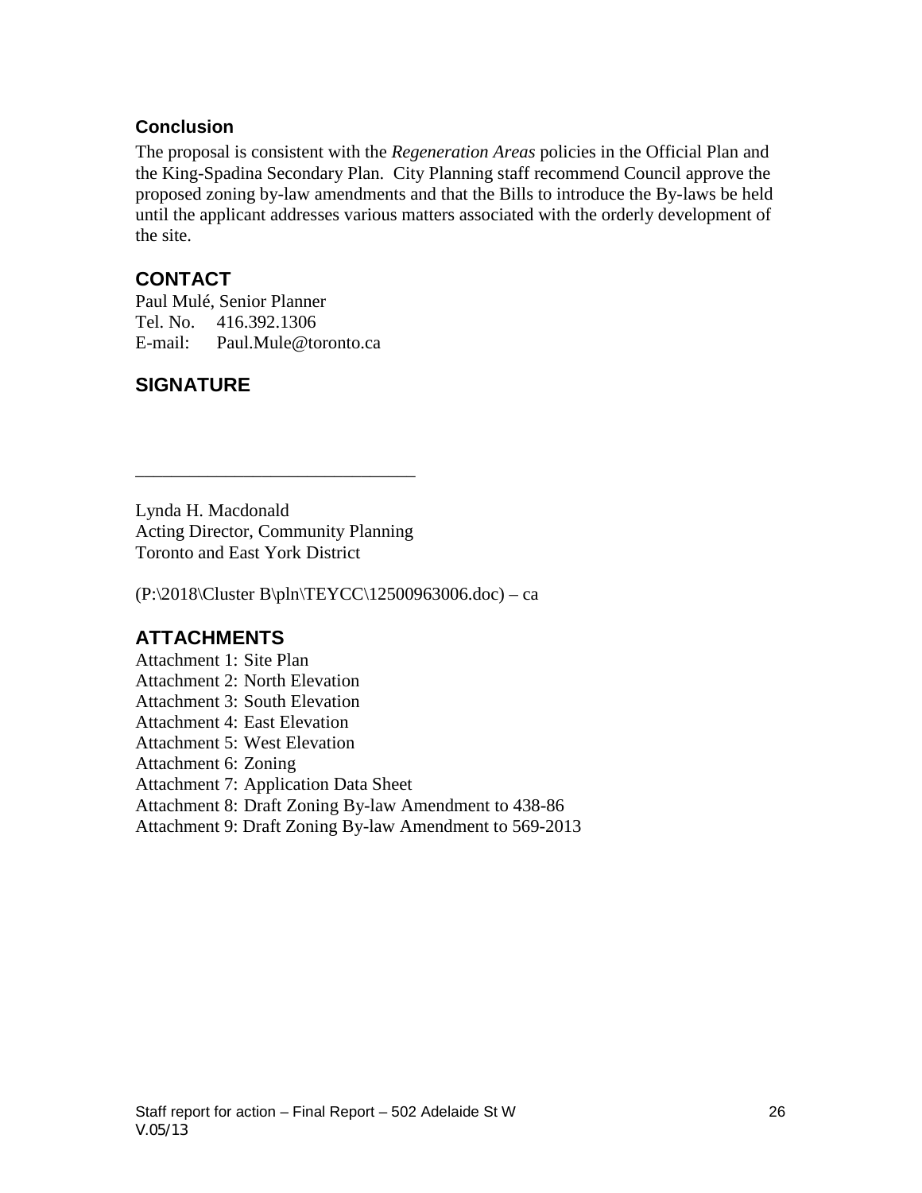### Conclusion

The proposal is consistent with the *Regeneration Areas* policies in the Official Plan and the King-Spadina Secondary Plan. City Planning staff recommend Council approve the proposed zoning by-law amendments and that the Bills to introduce the By-laws be held until the applicant addresses various matters associated with the orderly development of the site.

## CONTACT

Paul Mulé, Senior Planner
Tel. No. 416.392.1306
E-mail: Paul.Mule@toronto.ca

## SIGNATURE

_______________________________

Lynda H. Macdonald
Acting Director, Community Planning
Toronto and East York District

(P:\2018\Cluster B\pln\TEYCC\12500963006.doc) – ca

## ATTACHMENTS

Attachment 1: Site Plan
Attachment 2: North Elevation
Attachment 3: South Elevation
Attachment 4: East Elevation
Attachment 5: West Elevation
Attachment 6: Zoning
Attachment 7: Application Data Sheet
Attachment 8: Draft Zoning By-law Amendment to 438-86
Attachment 9: Draft Zoning By-law Amendment to 569-2013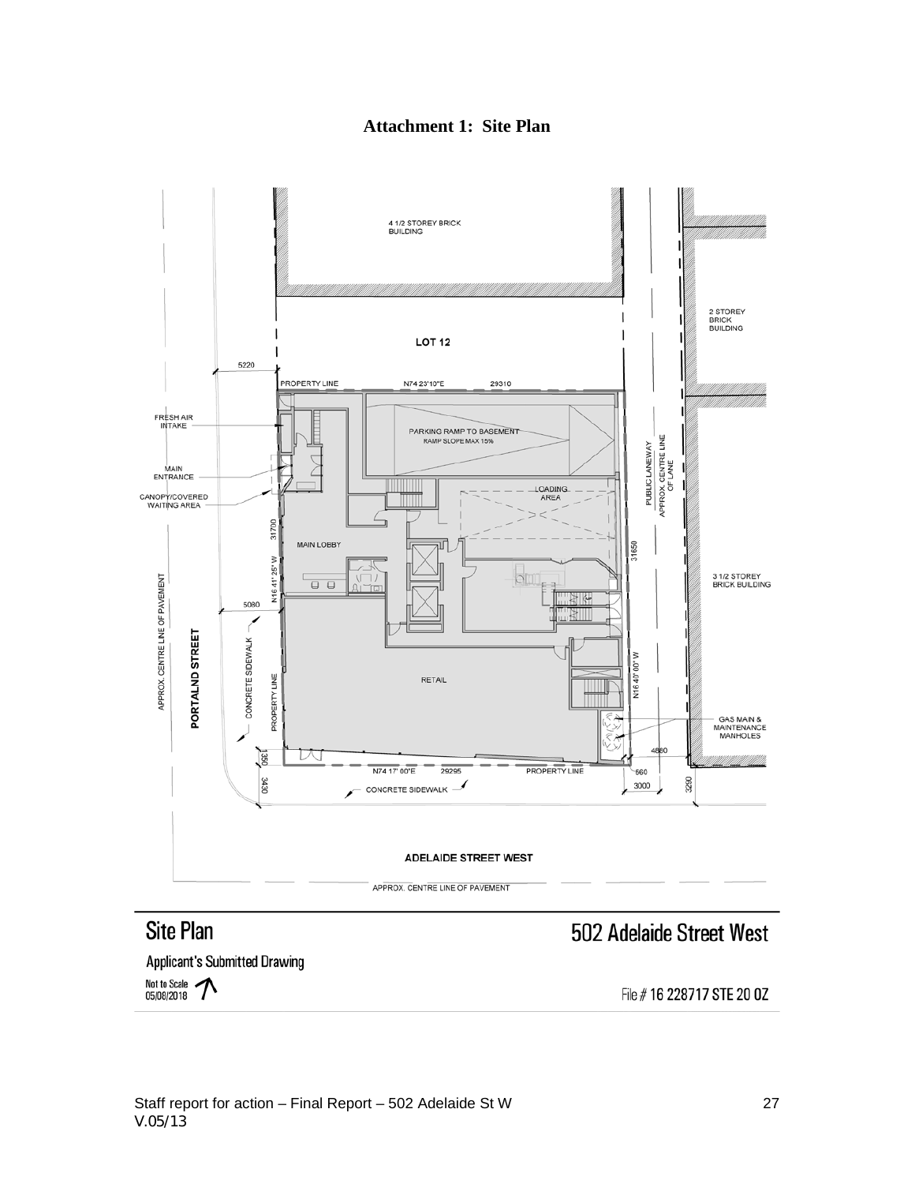# Attachment 1: Site Plan

4 1/2 STOREY BRICK BUILDING

LOT 12

2 STOREY BRICK BUILDING

5220

PROPERTY LINE N74 23'10"E 29310

FRESH AIR INTAKE

MAIN ENTRANCE

CANOPY/COVERED WAITING AREA

PARKING RAMP TO BASEMENT RAMP SLOPE MAX 15%

LOADING AREA

PUBLIC LANEWAY APPROX. CENTRE LINE OF LANE

31700

MAIN LOBBY

31650

N16 41' 25" W

3 1/2 STOREY BRICK BUILDING

5080

APPROX. CENTRE LINE OF PAVEMENT

PORTALND STREET

CONCRETE SIDEWALK

PROPERTY LINE

RETAIL

N16 40' 00" W

GAS MAIN & MAINTENANCE MANHOLES

4880

1350

N74 17' 00"E 29295 PROPERTY LINE

560

3430

3000

3290

CONCRETE SIDEWALK

ADELAIDE STREET WEST

APPROX. CENTRE LINE OF PAVEMENT

## Site Plan

## 502 Adelaide Street West

Applicant's Submitted Drawing

Not to Scale
05/08/2018

File # 16 228717 STE 20 OZ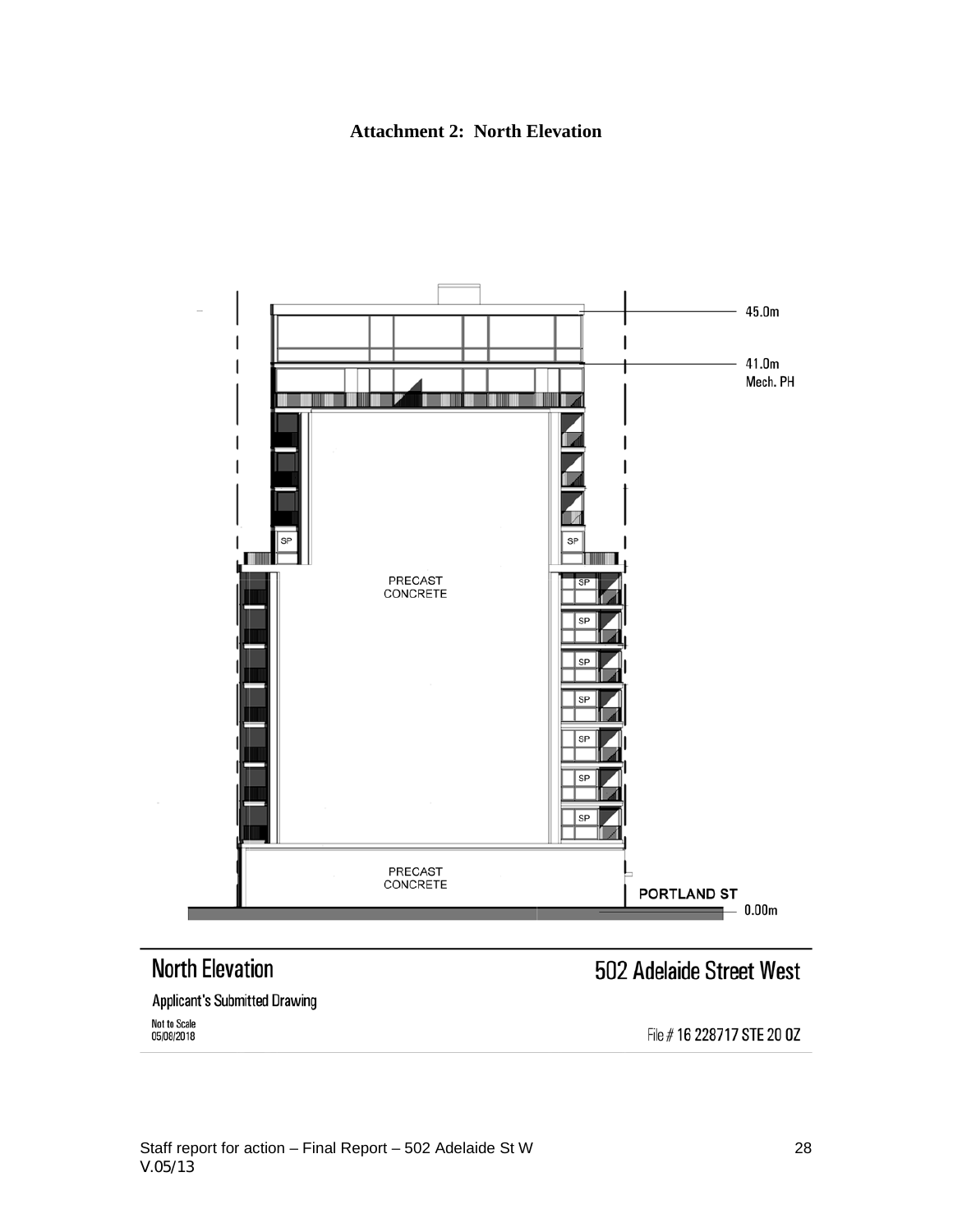**Attachment 2: North Elevation**

45.0m

41.0m
Mech. PH

SP

SP

PRECAST
CONCRETE

SP

SP

SP

SP

SP

SP

SP

PRECAST
CONCRETE

PORTLAND ST

0.00m

North Elevation

502 Adelaide Street West

Applicant's Submitted Drawing

Not to Scale
05/08/2018

File # 16 228717 STE 20 OZ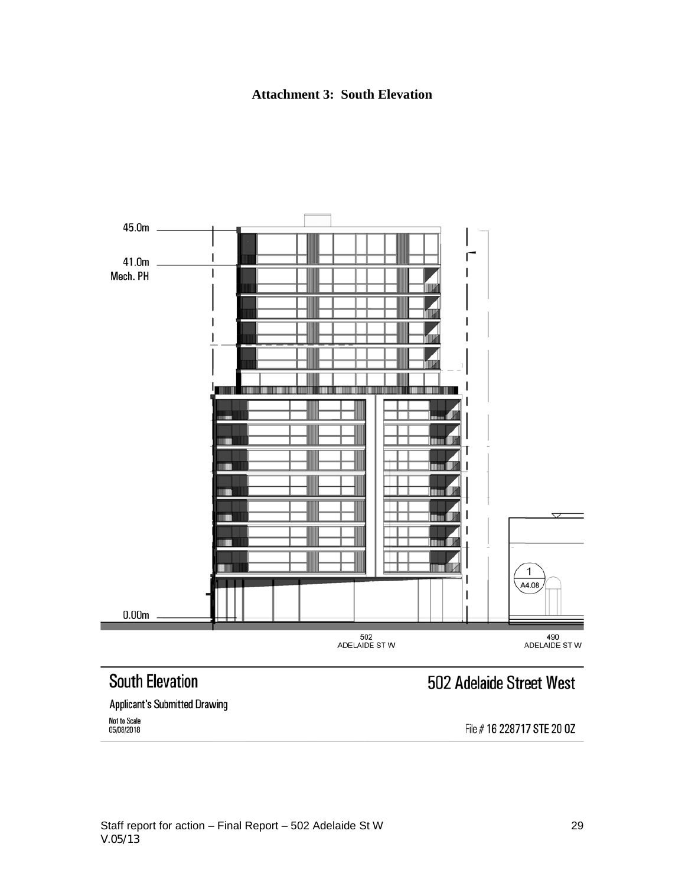**Attachment 3: South Elevation**

45.0m

41.0m
Mech. PH

0.00m

502
ADELAIDE ST W

490
ADELAIDE ST W

1
A4.08

## South Elevation

## 502 Adelaide Street West

Applicant's Submitted Drawing

Not to Scale
05/08/2018

File # 16 228717 STE 20 OZ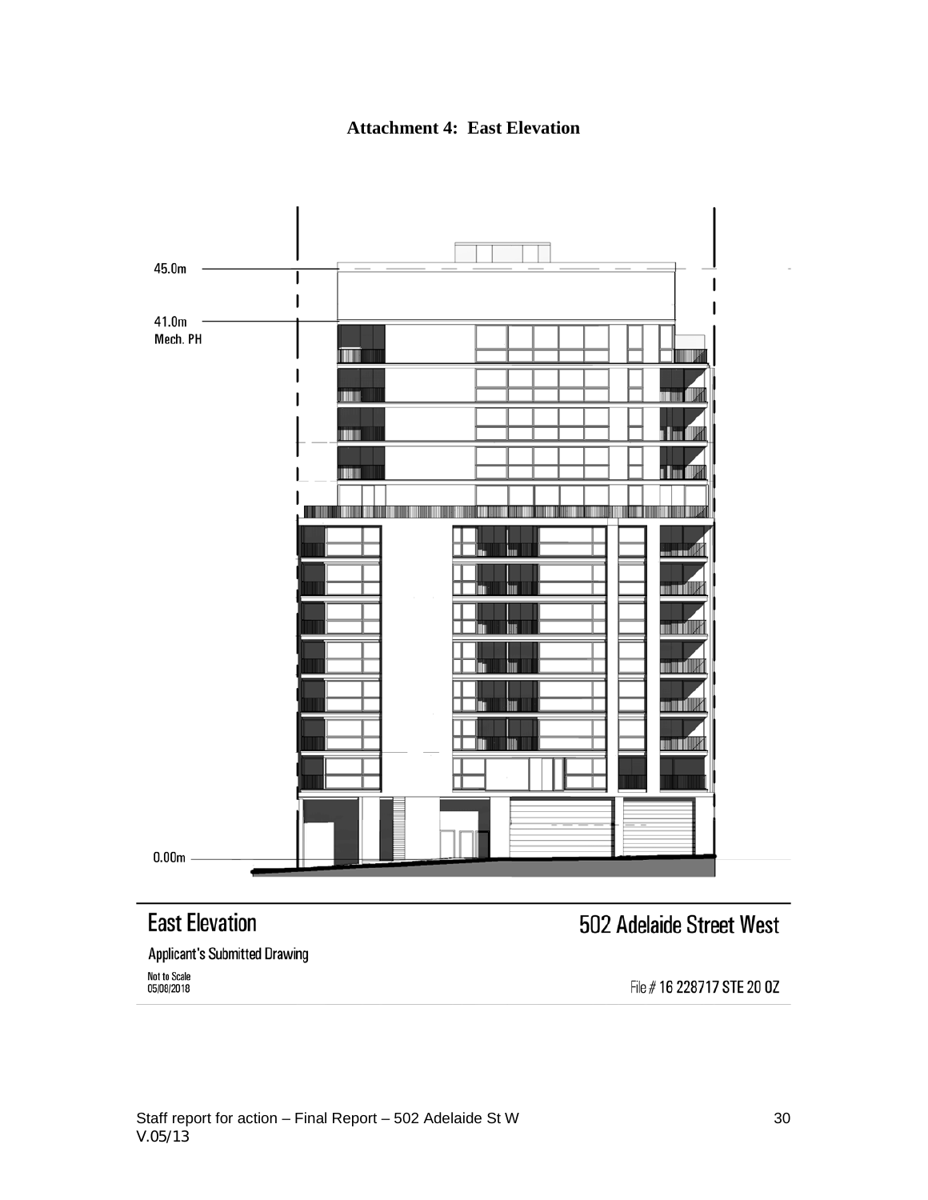**Attachment 4: East Elevation**

45.0m

41.0m
Mech. PH

0.00m

## East Elevation

Applicant's Submitted Drawing

Not to Scale
05/08/2018

502 Adelaide Street West

File # 16 228717 STE 20 OZ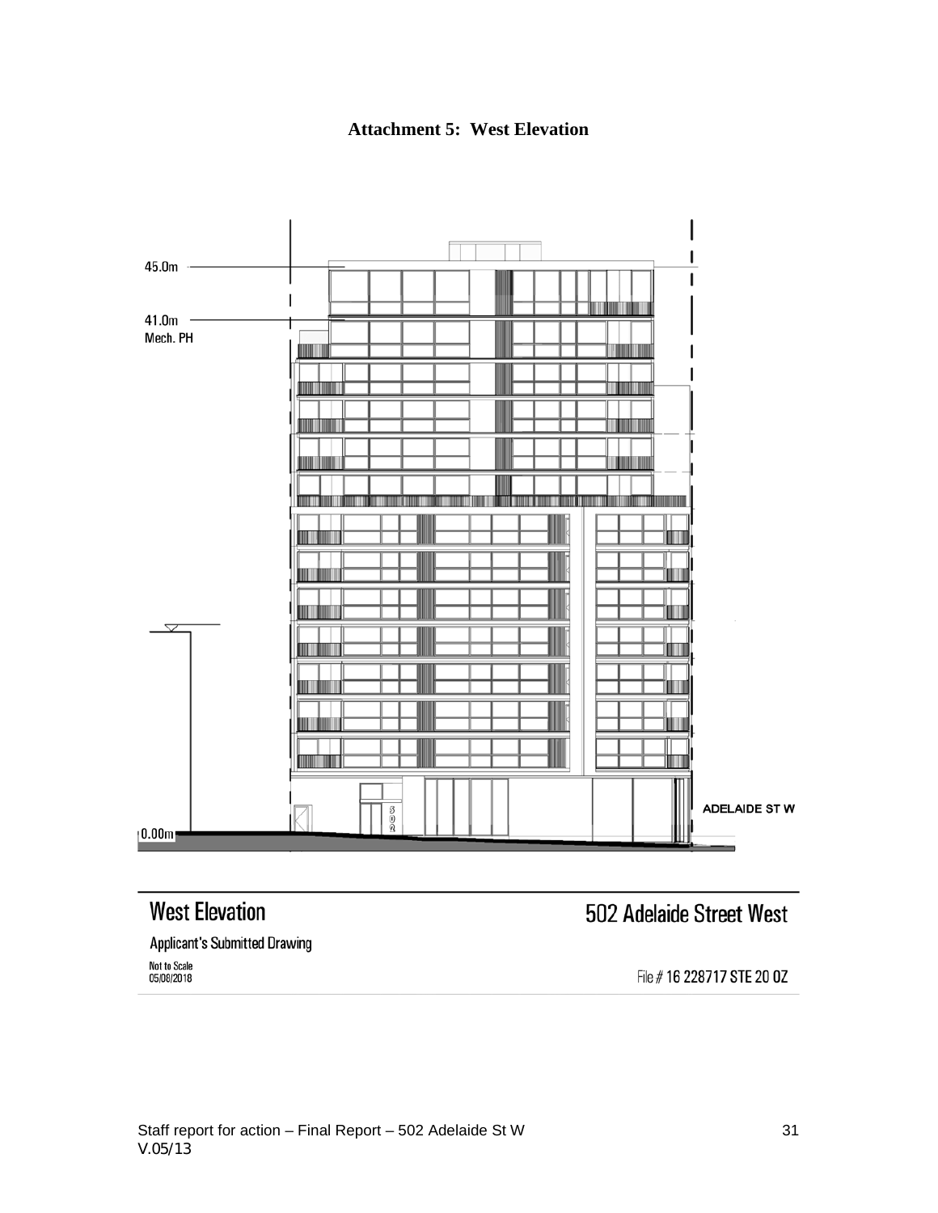**Attachment 5: West Elevation**

45.0m

41.0m
Mech. PH

ADELAIDE ST W

0.00m

## West Elevation

## 502 Adelaide Street West

Applicant's Submitted Drawing

Not to Scale
05/08/2018

File # 16 228717 STE 20 OZ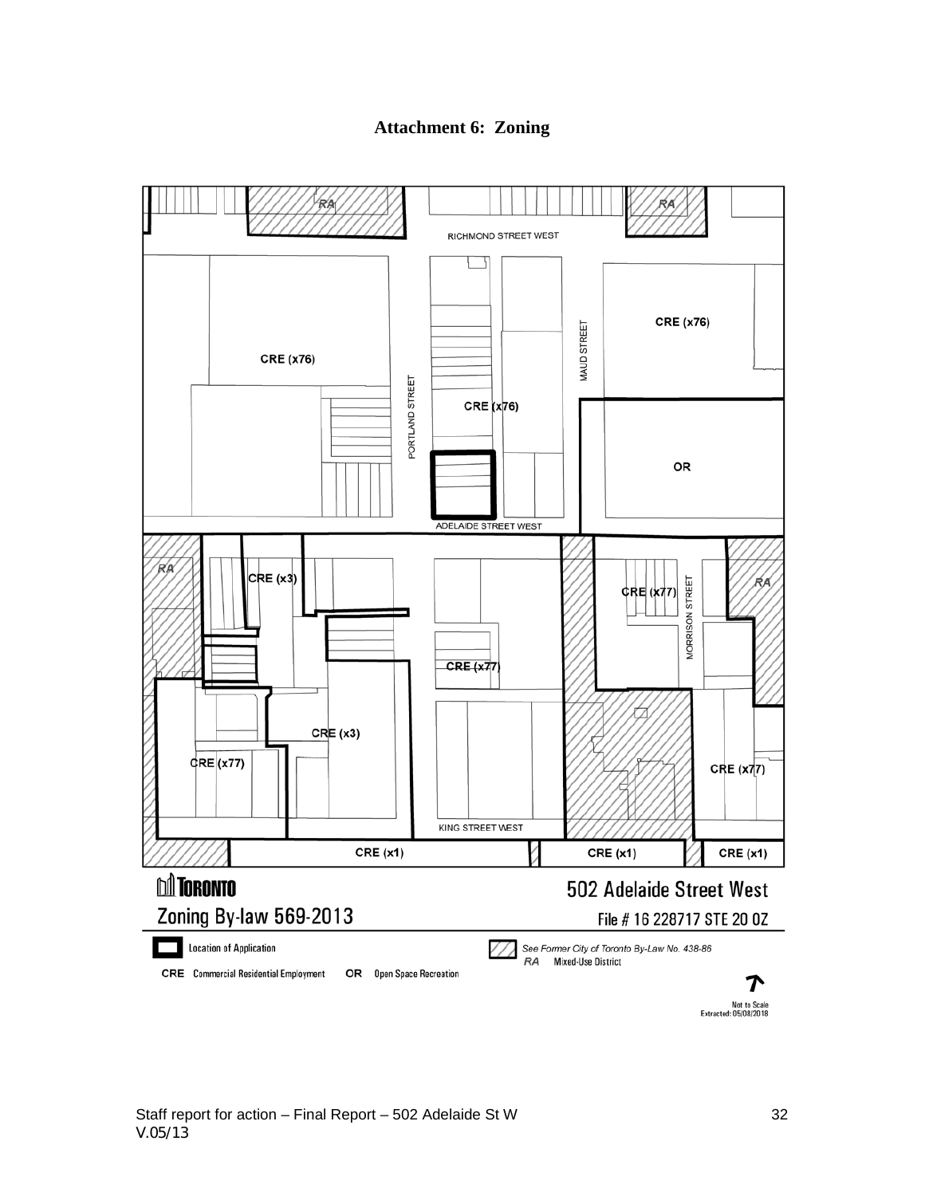**Attachment 6: Zoning**

RA

RA

RICHMOND STREET WEST

CRE (x76)

MAUD STREET

CRE (x76)

PORTLAND STREET

CRE (x76)

OR

ADELAIDE STREET WEST

RA

CRE (x3)

CRE (x77)

MORRISON STREET

RA

CRE (x77)

CRE (x3)

CRE (x77)

CRE (x77)

KING STREET WEST

CRE (x1)

CRE (x1)

CRE (x1)

TORONTO

Zoning By-law 569-2013

502 Adelaide Street West

File # 16 228717 STE 20 OZ

Location of Application

*See Former City of Toronto By-Law No. 438-86*

*RA* Mixed-Use District

CRE Commercial Residential Employment

OR Open Space Recreation

Not to Scale
Extracted: 05/08/2018

Staff report for action – Final Report – 502 Adelaide St W
V.05/13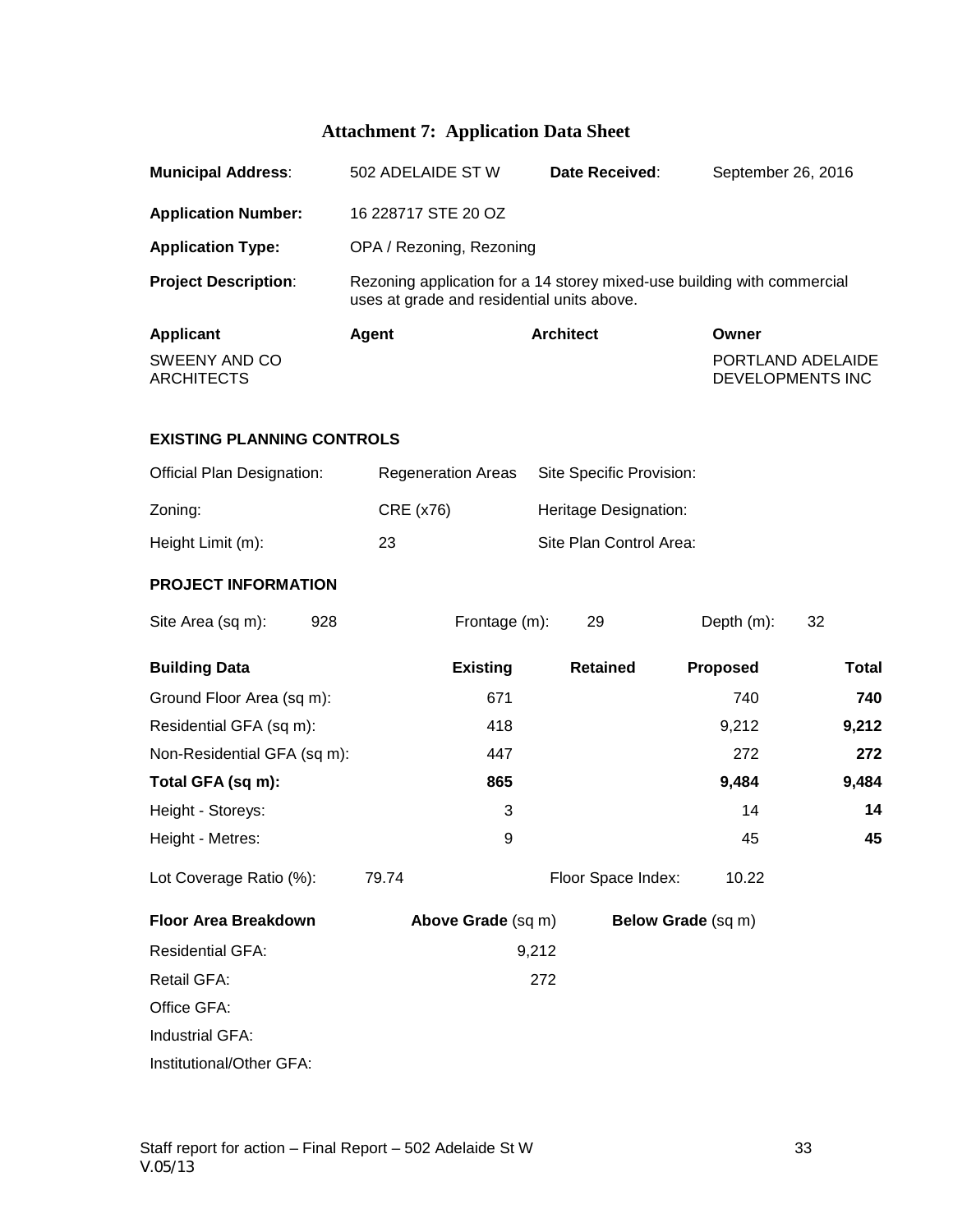# Attachment 7: Application Data Sheet

| | | | |
|---|---|---|---|
| **Municipal Address**: | 502 ADELAIDE ST W | **Date Received**: | September 26, 2016 |
| **Application Number:** | 16 228717 STE 20 OZ | | |
| **Application Type:** | OPA / Rezoning, Rezoning | | |
| **Project Description**: | Rezoning application for a 14 storey mixed-use building with commercial uses at grade and residential units above. | | |

| **Applicant** | **Agent** | **Architect** | **Owner** |
|---|---|---|---|
| SWEENY AND CO ARCHITECTS | | | PORTLAND ADELAIDE DEVELOPMENTS INC |

**EXISTING PLANNING CONTROLS**

| | | | |
|---|---|---|---|
| Official Plan Designation: | Regeneration Areas | Site Specific Provision: | |
| Zoning: | CRE (x76) | Heritage Designation: | |
| Height Limit (m): | 23 | Site Plan Control Area: | |

**PROJECT INFORMATION**

| | | | | | |
|---|---|---|---|---|---|
| Site Area (sq m): | 928 | Frontage (m): | 29 | Depth (m): | 32 |

| **Building Data** | **Existing** | **Retained** | **Proposed** | **Total** |
|---|---|---|---|---|
| Ground Floor Area (sq m): | 671 | | 740 | **740** |
| Residential GFA (sq m): | 418 | | 9,212 | **9,212** |
| Non-Residential GFA (sq m): | 447 | | 272 | **272** |
| **Total GFA (sq m):** | **865** | | **9,484** | **9,484** |
| Height - Storeys: | 3 | | 14 | **14** |
| Height - Metres: | 9 | | 45 | **45** |

| | | | |
|---|---|---|---|
| Lot Coverage Ratio (%): | 79.74 | Floor Space Index: | 10.22 |

| **Floor Area Breakdown** | **Above Grade** (sq m) | **Below Grade** (sq m) |
|---|---|---|
| Residential GFA: | 9,212 | |
| Retail GFA: | 272 | |
| Office GFA: | | |
| Industrial GFA: | | |
| Institutional/Other GFA: | | |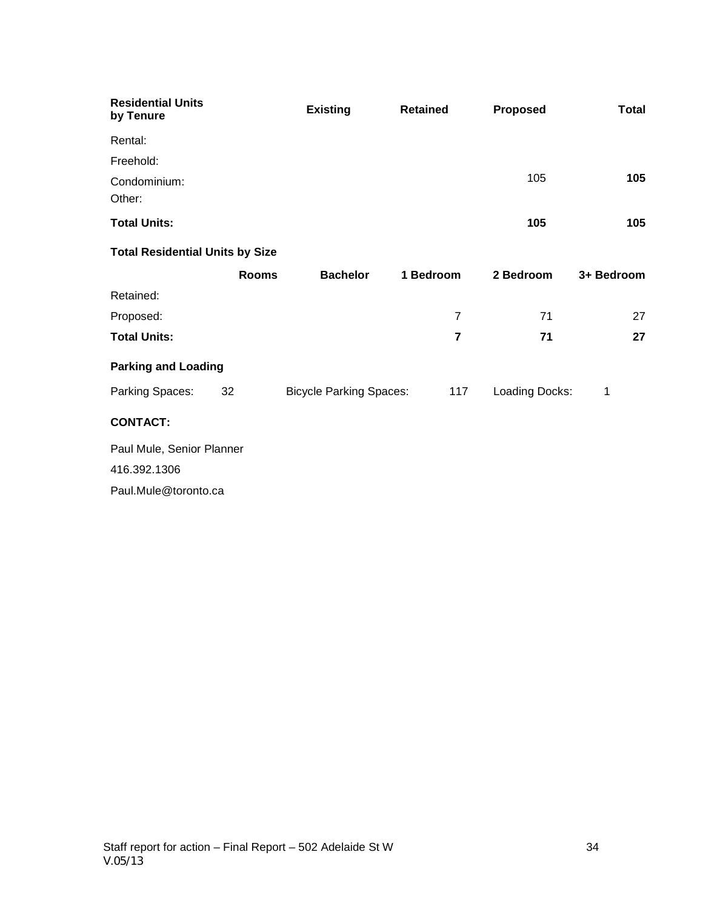| Residential Units by Tenure | Existing | Retained | Proposed | Total |
|---|---|---|---|---|
| Rental: | | | | |
| Freehold: | | | | |
| Condominium: | | | 105 | **105** |
| Other: | | | | |
| **Total Units:** | | | **105** | **105** |

**Total Residential Units by Size**

| | Rooms | Bachelor | 1 Bedroom | 2 Bedroom | 3+ Bedroom |
|---|---|---|---|---|---|
| Retained: | | | | | |
| Proposed: | | | 7 | 71 | 27 |
| **Total Units:** | | | **7** | **71** | **27** |

**Parking and Loading**

| Parking Spaces: | 32 | Bicycle Parking Spaces: | 117 | Loading Docks: | 1 |
|---|---|---|---|---|---|

**CONTACT:**

Paul Mule, Senior Planner

416.392.1306

Paul.Mule@toronto.ca

Staff report for action – Final Report – 502 Adelaide St W
V.05/13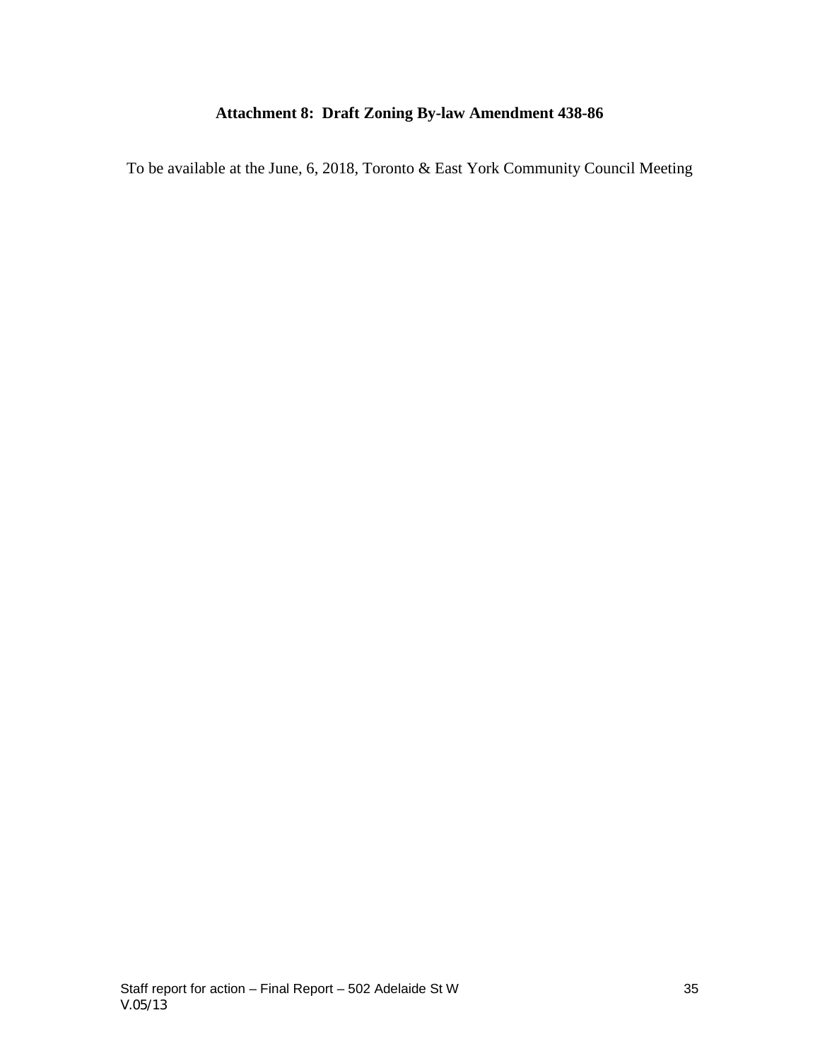## Attachment 8: Draft Zoning By-law Amendment 438-86

To be available at the June, 6, 2018, Toronto & East York Community Council Meeting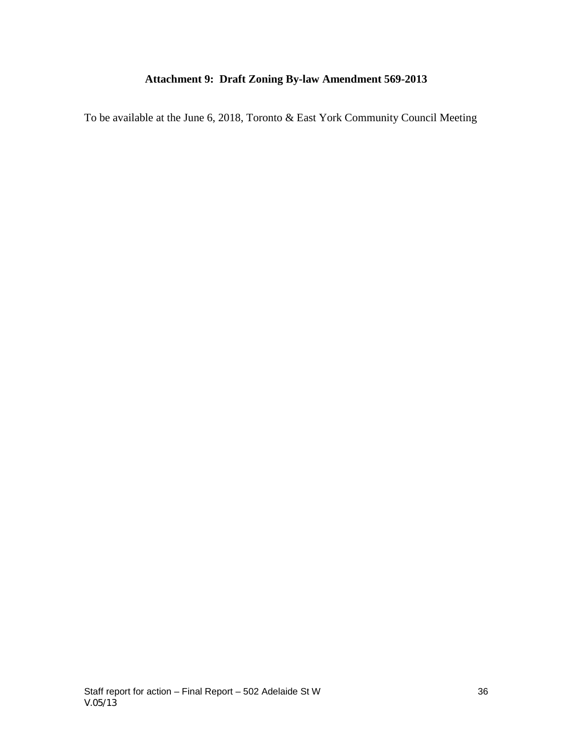## Attachment 9: Draft Zoning By-law Amendment 569-2013

To be available at the June 6, 2018, Toronto & East York Community Council Meeting